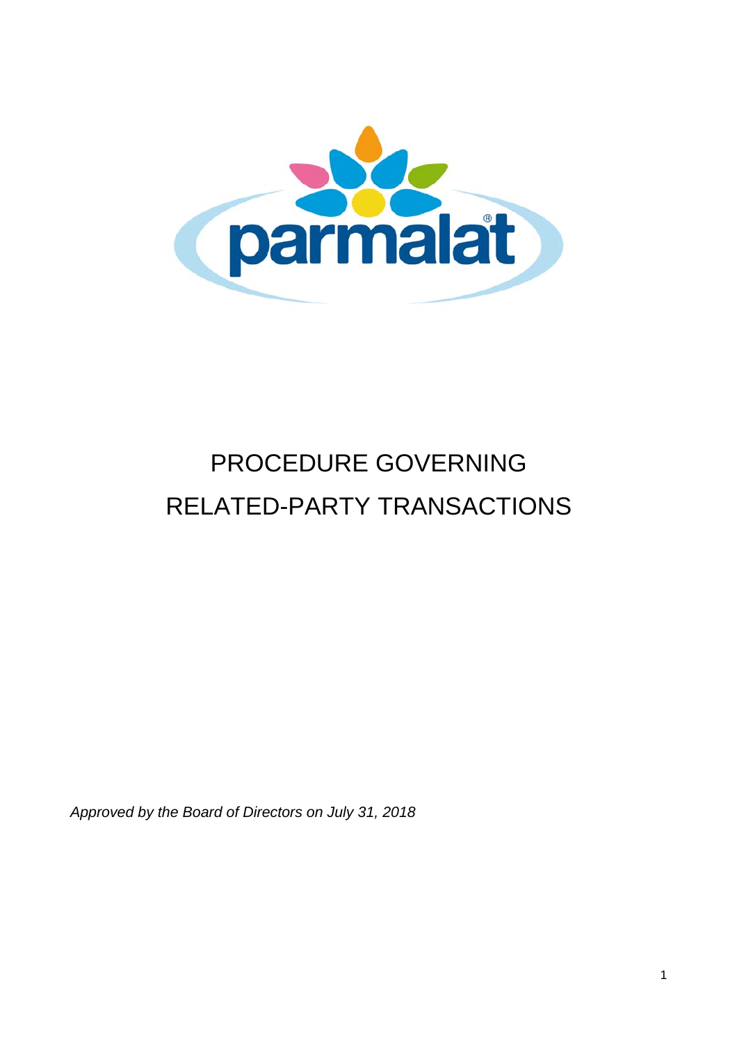# PROCEDURE GOVERNING RELATED-PARTY TRANSACTIONS

*Approved by the Board of Directors on July 31, 2018*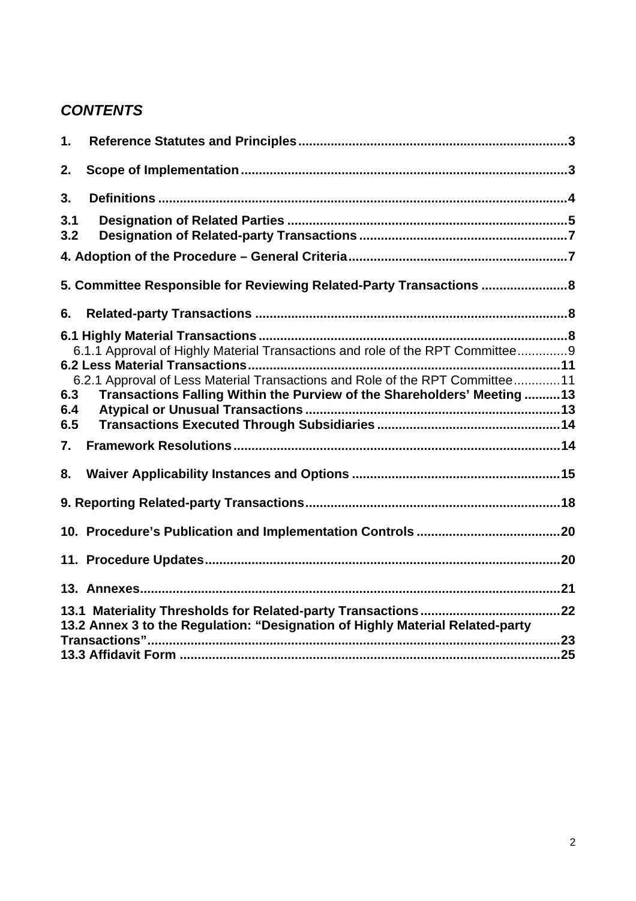## *CONTENTS*

**1. Reference Statutes and Principles** .......... **3**

**2. Scope of Implementation** .......... **3**

**3. Definitions** .......... **4**

**3.1 Designation of Related Parties** .......... **5**
**3.2 Designation of Related-party Transactions** .......... **7**

**4. Adoption of the Procedure – General Criteria** .......... **7**

**5. Committee Responsible for Reviewing Related-Party Transactions** .......... **8**

**6. Related-party Transactions** .......... **8**

**6.1 Highly Material Transactions** .......... **8**
6.1.1 Approval of Highly Material Transactions and role of the RPT Committee .......... 9
**6.2 Less Material Transactions** .......... **11**
6.2.1 Approval of Less Material Transactions and Role of the RPT Committee .......... 11
**6.3 Transactions Falling Within the Purview of the Shareholders' Meeting** .......... **13**
**6.4 Atypical or Unusual Transactions** .......... **13**
**6.5 Transactions Executed Through Subsidiaries** .......... **14**

**7. Framework Resolutions** .......... **14**

**8. Waiver Applicability Instances and Options** .......... **15**

**9. Reporting Related-party Transactions** .......... **18**

**10. Procedure's Publication and Implementation Controls** .......... **20**

**11. Procedure Updates** .......... **20**

**13. Annexes** .......... **21**

**13.1 Materiality Thresholds for Related-party Transactions** .......... **22**
**13.2 Annex 3 to the Regulation: "Designation of Highly Material Related-party Transactions"** .......... **23**
**13.3 Affidavit Form** .......... **25**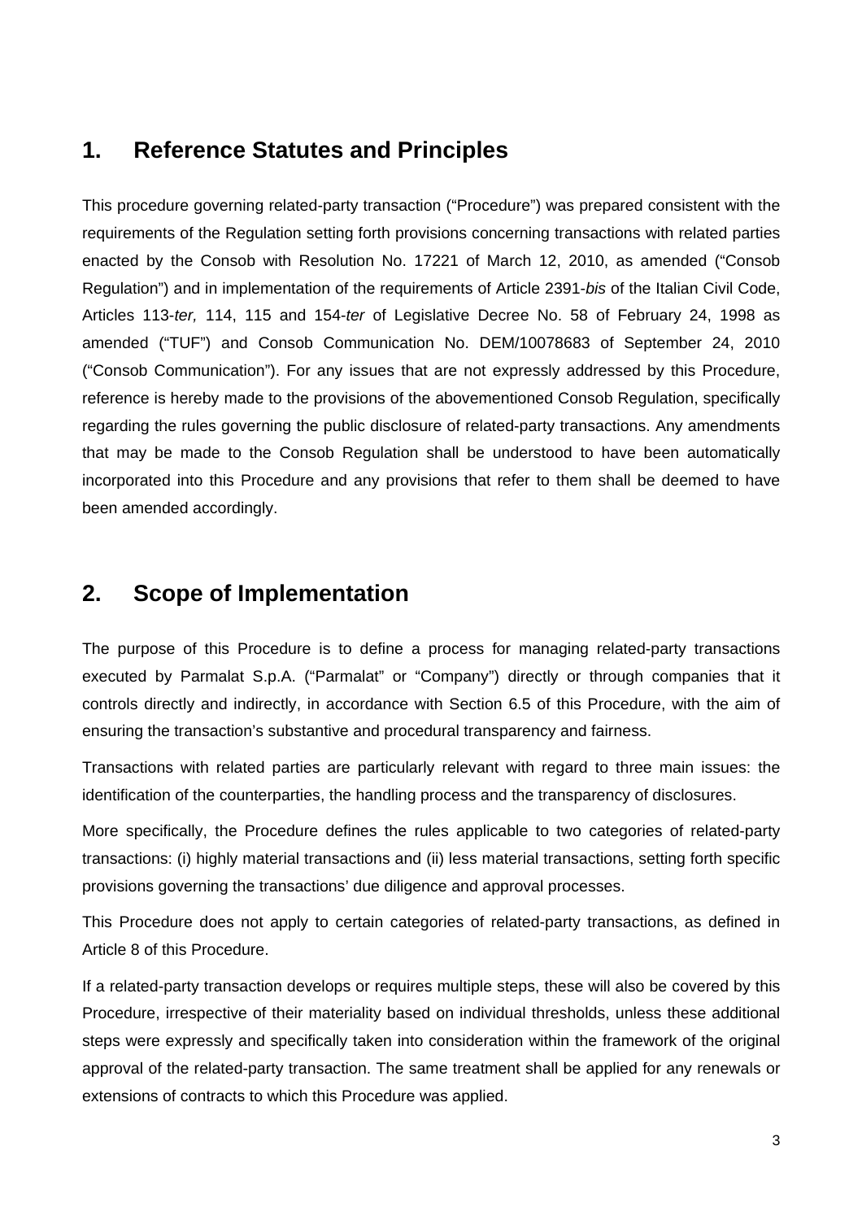## 1. Reference Statutes and Principles

This procedure governing related-party transaction ("Procedure") was prepared consistent with the requirements of the Regulation setting forth provisions concerning transactions with related parties enacted by the Consob with Resolution No. 17221 of March 12, 2010, as amended ("Consob Regulation") and in implementation of the requirements of Article 2391-*bis* of the Italian Civil Code, Articles 113-*ter,* 114, 115 and 154-*ter* of Legislative Decree No. 58 of February 24, 1998 as amended ("TUF") and Consob Communication No. DEM/10078683 of September 24, 2010 ("Consob Communication"). For any issues that are not expressly addressed by this Procedure, reference is hereby made to the provisions of the abovementioned Consob Regulation, specifically regarding the rules governing the public disclosure of related-party transactions. Any amendments that may be made to the Consob Regulation shall be understood to have been automatically incorporated into this Procedure and any provisions that refer to them shall be deemed to have been amended accordingly.

## 2. Scope of Implementation

The purpose of this Procedure is to define a process for managing related-party transactions executed by Parmalat S.p.A. ("Parmalat" or "Company") directly or through companies that it controls directly and indirectly, in accordance with Section 6.5 of this Procedure, with the aim of ensuring the transaction's substantive and procedural transparency and fairness.

Transactions with related parties are particularly relevant with regard to three main issues: the identification of the counterparties, the handling process and the transparency of disclosures.

More specifically, the Procedure defines the rules applicable to two categories of related-party transactions: (i) highly material transactions and (ii) less material transactions, setting forth specific provisions governing the transactions' due diligence and approval processes.

This Procedure does not apply to certain categories of related-party transactions, as defined in Article 8 of this Procedure.

If a related-party transaction develops or requires multiple steps, these will also be covered by this Procedure, irrespective of their materiality based on individual thresholds, unless these additional steps were expressly and specifically taken into consideration within the framework of the original approval of the related-party transaction. The same treatment shall be applied for any renewals or extensions of contracts to which this Procedure was applied.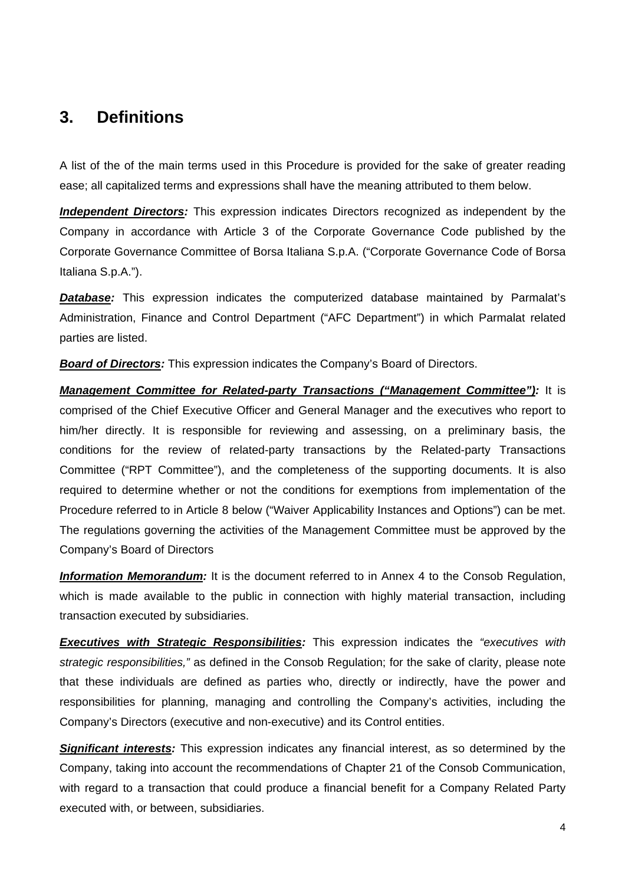## 3. Definitions

A list of the of the main terms used in this Procedure is provided for the sake of greater reading ease; all capitalized terms and expressions shall have the meaning attributed to them below.

***Independent Directors:*** This expression indicates Directors recognized as independent by the Company in accordance with Article 3 of the Corporate Governance Code published by the Corporate Governance Committee of Borsa Italiana S.p.A. ("Corporate Governance Code of Borsa Italiana S.p.A.").

***Database:*** This expression indicates the computerized database maintained by Parmalat's Administration, Finance and Control Department ("AFC Department") in which Parmalat related parties are listed.

***Board of Directors:*** This expression indicates the Company's Board of Directors.

***Management Committee for Related-party Transactions ("Management Committee"):*** It is comprised of the Chief Executive Officer and General Manager and the executives who report to him/her directly. It is responsible for reviewing and assessing, on a preliminary basis, the conditions for the review of related-party transactions by the Related-party Transactions Committee ("RPT Committee"), and the completeness of the supporting documents. It is also required to determine whether or not the conditions for exemptions from implementation of the Procedure referred to in Article 8 below ("Waiver Applicability Instances and Options") can be met. The regulations governing the activities of the Management Committee must be approved by the Company's Board of Directors

***Information Memorandum:*** It is the document referred to in Annex 4 to the Consob Regulation, which is made available to the public in connection with highly material transaction, including transaction executed by subsidiaries.

***Executives with Strategic Responsibilities:*** This expression indicates the *"executives with strategic responsibilities,"* as defined in the Consob Regulation; for the sake of clarity, please note that these individuals are defined as parties who, directly or indirectly, have the power and responsibilities for planning, managing and controlling the Company's activities, including the Company's Directors (executive and non-executive) and its Control entities.

***Significant interests:*** This expression indicates any financial interest, as so determined by the Company, taking into account the recommendations of Chapter 21 of the Consob Communication, with regard to a transaction that could produce a financial benefit for a Company Related Party executed with, or between, subsidiaries.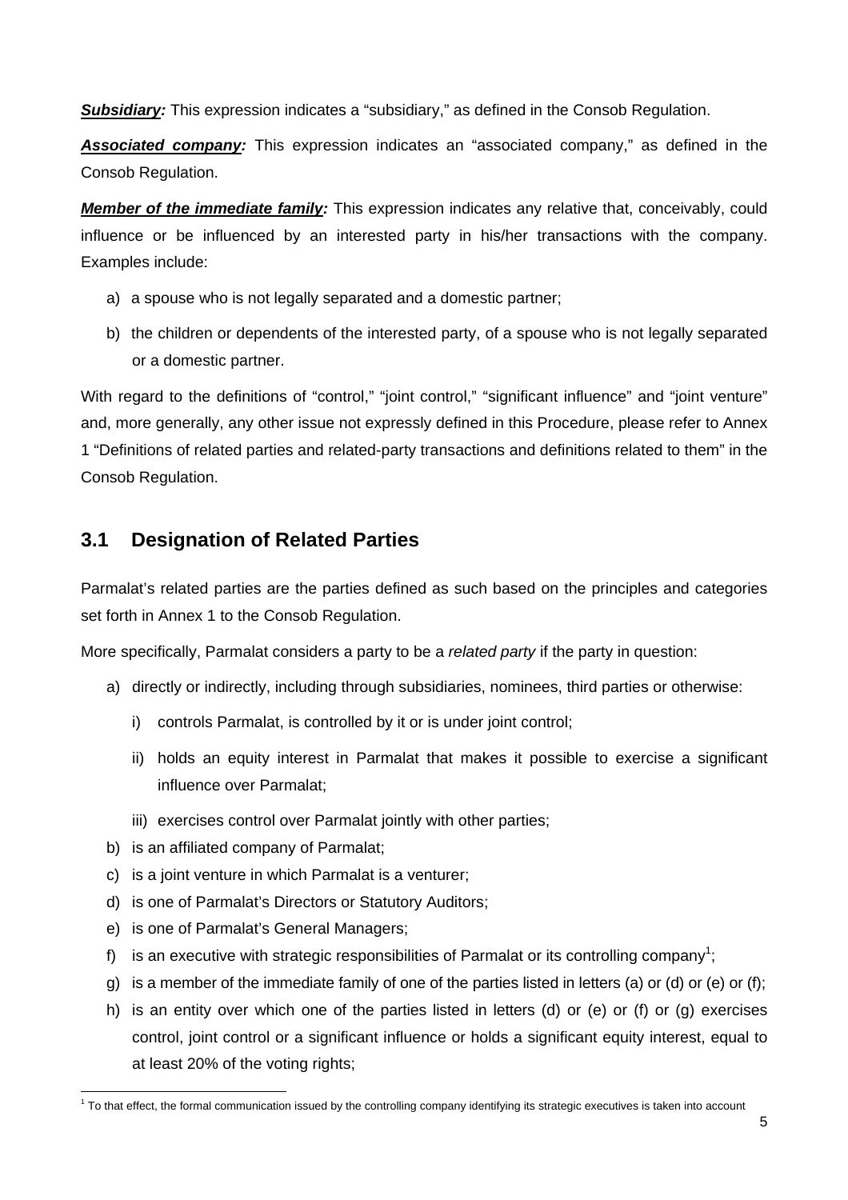***Subsidiary:*** This expression indicates a "subsidiary," as defined in the Consob Regulation.

***Associated company:*** This expression indicates an "associated company," as defined in the Consob Regulation.

***Member of the immediate family:*** This expression indicates any relative that, conceivably, could influence or be influenced by an interested party in his/her transactions with the company. Examples include:

a) a spouse who is not legally separated and a domestic partner;

b) the children or dependents of the interested party, of a spouse who is not legally separated or a domestic partner.

With regard to the definitions of "control," "joint control," "significant influence" and "joint venture" and, more generally, any other issue not expressly defined in this Procedure, please refer to Annex 1 "Definitions of related parties and related-party transactions and definitions related to them" in the Consob Regulation.

## 3.1 Designation of Related Parties

Parmalat's related parties are the parties defined as such based on the principles and categories set forth in Annex 1 to the Consob Regulation.

More specifically, Parmalat considers a party to be a *related party* if the party in question:

a) directly or indirectly, including through subsidiaries, nominees, third parties or otherwise:

   i) controls Parmalat, is controlled by it or is under joint control;

   ii) holds an equity interest in Parmalat that makes it possible to exercise a significant influence over Parmalat;

   iii) exercises control over Parmalat jointly with other parties;

b) is an affiliated company of Parmalat;

c) is a joint venture in which Parmalat is a venturer;

d) is one of Parmalat's Directors or Statutory Auditors;

e) is one of Parmalat's General Managers;

f) is an executive with strategic responsibilities of Parmalat or its controlling company[1];

g) is a member of the immediate family of one of the parties listed in letters (a) or (d) or (e) or (f);

h) is an entity over which one of the parties listed in letters (d) or (e) or (f) or (g) exercises control, joint control or a significant influence or holds a significant equity interest, equal to at least 20% of the voting rights;

[1] To that effect, the formal communication issued by the controlling company identifying its strategic executives is taken into account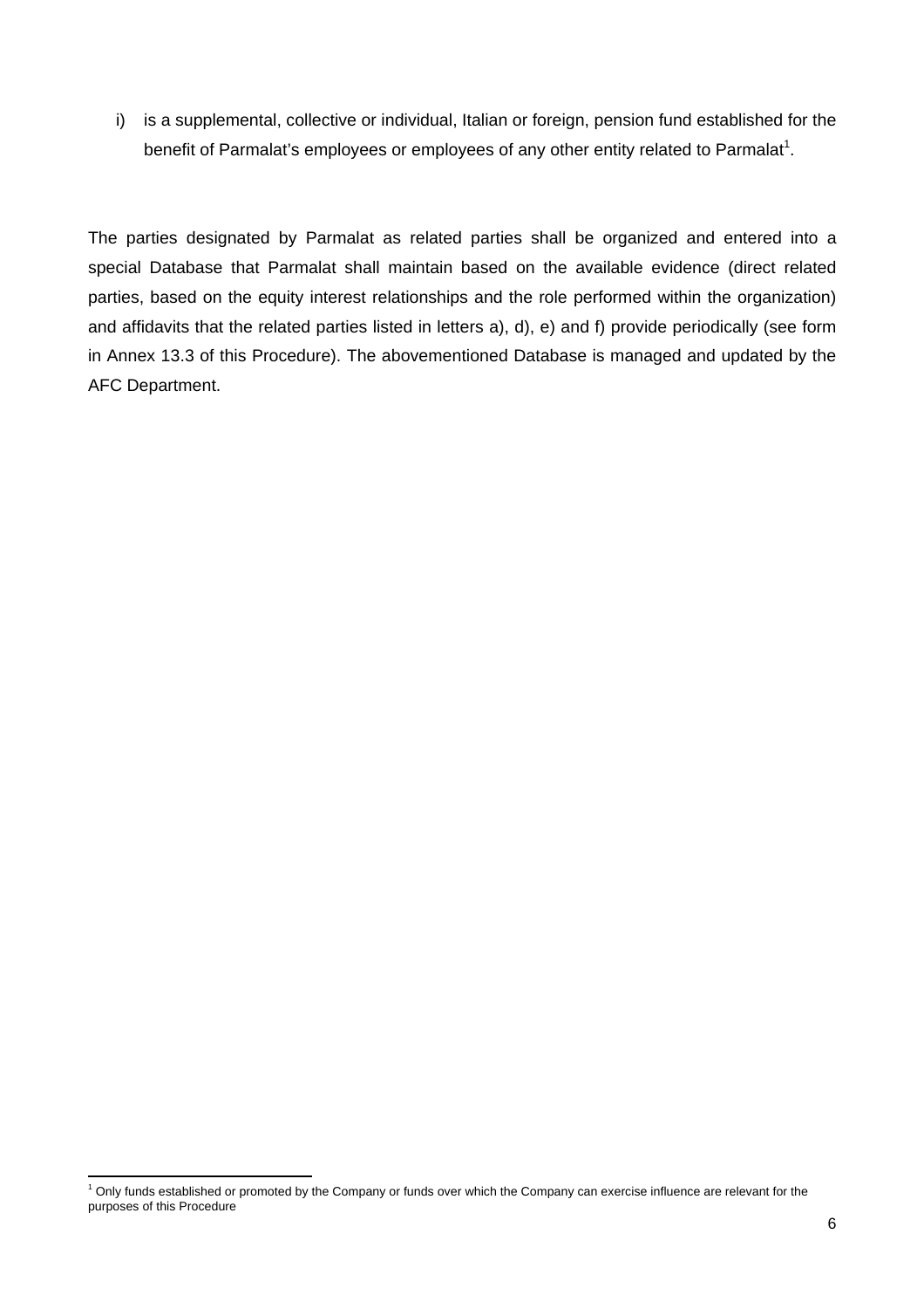i) is a supplemental, collective or individual, Italian or foreign, pension fund established for the benefit of Parmalat's employees or employees of any other entity related to Parmalat[1].

The parties designated by Parmalat as related parties shall be organized and entered into a special Database that Parmalat shall maintain based on the available evidence (direct related parties, based on the equity interest relationships and the role performed within the organization) and affidavits that the related parties listed in letters a), d), e) and f) provide periodically (see form in Annex 13.3 of this Procedure). The abovementioned Database is managed and updated by the AFC Department.

[1] Only funds established or promoted by the Company or funds over which the Company can exercise influence are relevant for the purposes of this Procedure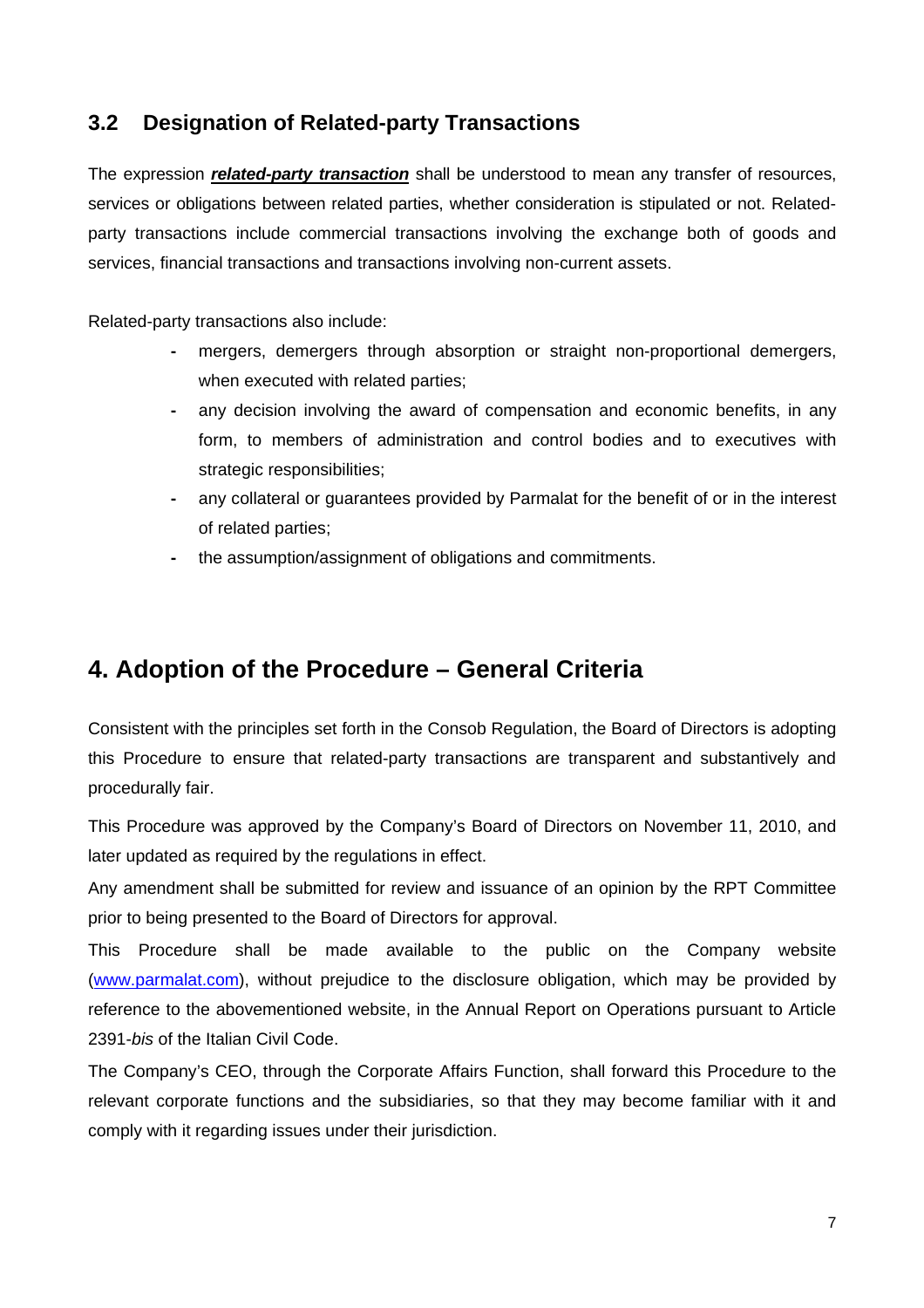### 3.2 Designation of Related-party Transactions

The expression ***related-party transaction*** shall be understood to mean any transfer of resources, services or obligations between related parties, whether consideration is stipulated or not. Related-party transactions include commercial transactions involving the exchange both of goods and services, financial transactions and transactions involving non-current assets.

Related-party transactions also include:

- mergers, demergers through absorption or straight non-proportional demergers, when executed with related parties;
- any decision involving the award of compensation and economic benefits, in any form, to members of administration and control bodies and to executives with strategic responsibilities;
- any collateral or guarantees provided by Parmalat for the benefit of or in the interest of related parties;
- the assumption/assignment of obligations and commitments.

## 4. Adoption of the Procedure – General Criteria

Consistent with the principles set forth in the Consob Regulation, the Board of Directors is adopting this Procedure to ensure that related-party transactions are transparent and substantively and procedurally fair.

This Procedure was approved by the Company's Board of Directors on November 11, 2010, and later updated as required by the regulations in effect.

Any amendment shall be submitted for review and issuance of an opinion by the RPT Committee prior to being presented to the Board of Directors for approval.

This Procedure shall be made available to the public on the Company website (www.parmalat.com), without prejudice to the disclosure obligation, which may be provided by reference to the abovementioned website, in the Annual Report on Operations pursuant to Article 2391-*bis* of the Italian Civil Code.

The Company's CEO, through the Corporate Affairs Function, shall forward this Procedure to the relevant corporate functions and the subsidiaries, so that they may become familiar with it and comply with it regarding issues under their jurisdiction.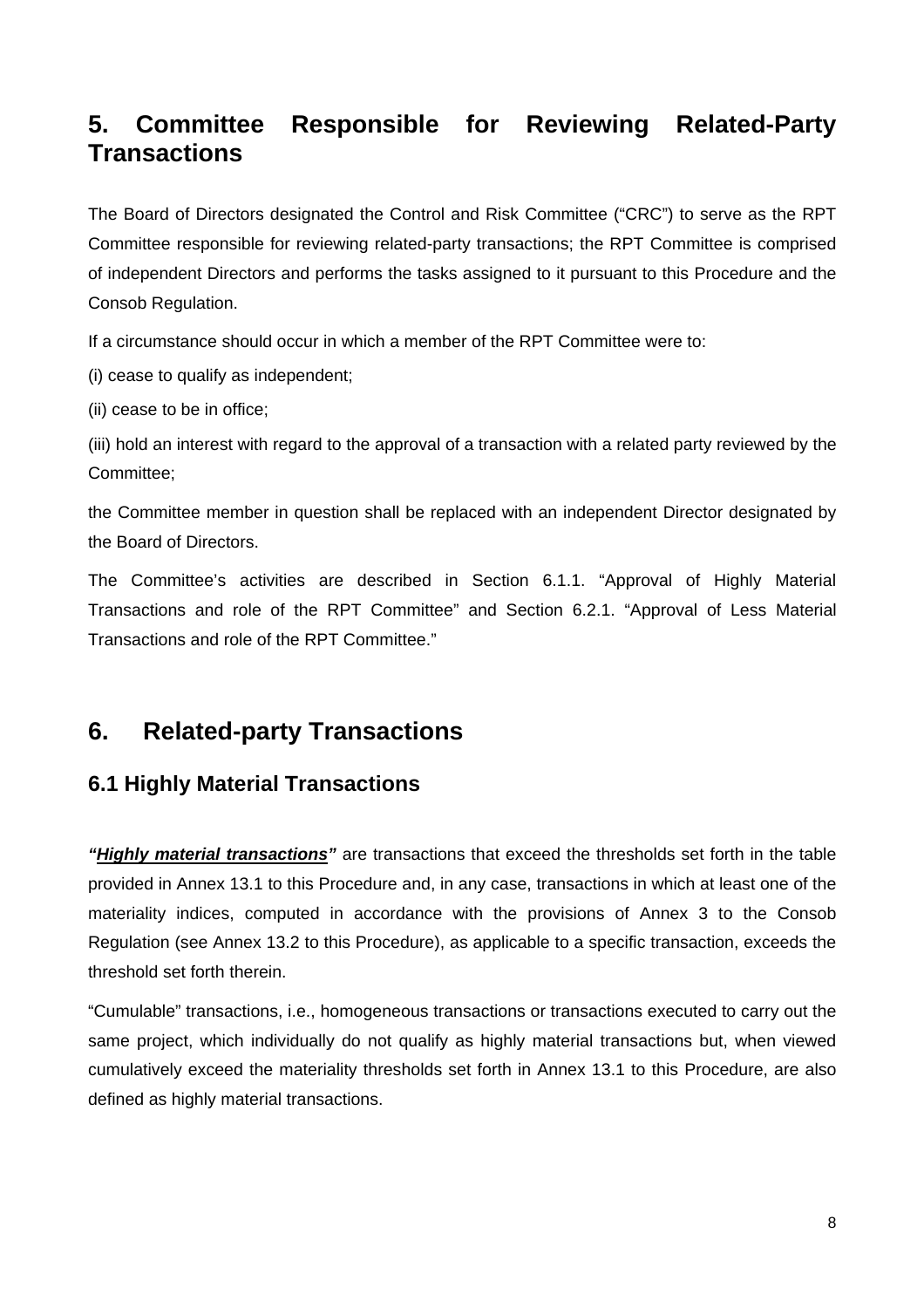## 5. Committee Responsible for Reviewing Related-Party Transactions

The Board of Directors designated the Control and Risk Committee ("CRC") to serve as the RPT Committee responsible for reviewing related-party transactions; the RPT Committee is comprised of independent Directors and performs the tasks assigned to it pursuant to this Procedure and the Consob Regulation.

If a circumstance should occur in which a member of the RPT Committee were to:

(i) cease to qualify as independent;

(ii) cease to be in office;

(iii) hold an interest with regard to the approval of a transaction with a related party reviewed by the Committee;

the Committee member in question shall be replaced with an independent Director designated by the Board of Directors.

The Committee's activities are described in Section 6.1.1. "Approval of Highly Material Transactions and role of the RPT Committee" and Section 6.2.1. "Approval of Less Material Transactions and role of the RPT Committee."

## 6. Related-party Transactions

### 6.1 Highly Material Transactions

***"Highly material transactions"*** are transactions that exceed the thresholds set forth in the table provided in Annex 13.1 to this Procedure and, in any case, transactions in which at least one of the materiality indices, computed in accordance with the provisions of Annex 3 to the Consob Regulation (see Annex 13.2 to this Procedure), as applicable to a specific transaction, exceeds the threshold set forth therein.

"Cumulable" transactions, i.e., homogeneous transactions or transactions executed to carry out the same project, which individually do not qualify as highly material transactions but, when viewed cumulatively exceed the materiality thresholds set forth in Annex 13.1 to this Procedure, are also defined as highly material transactions.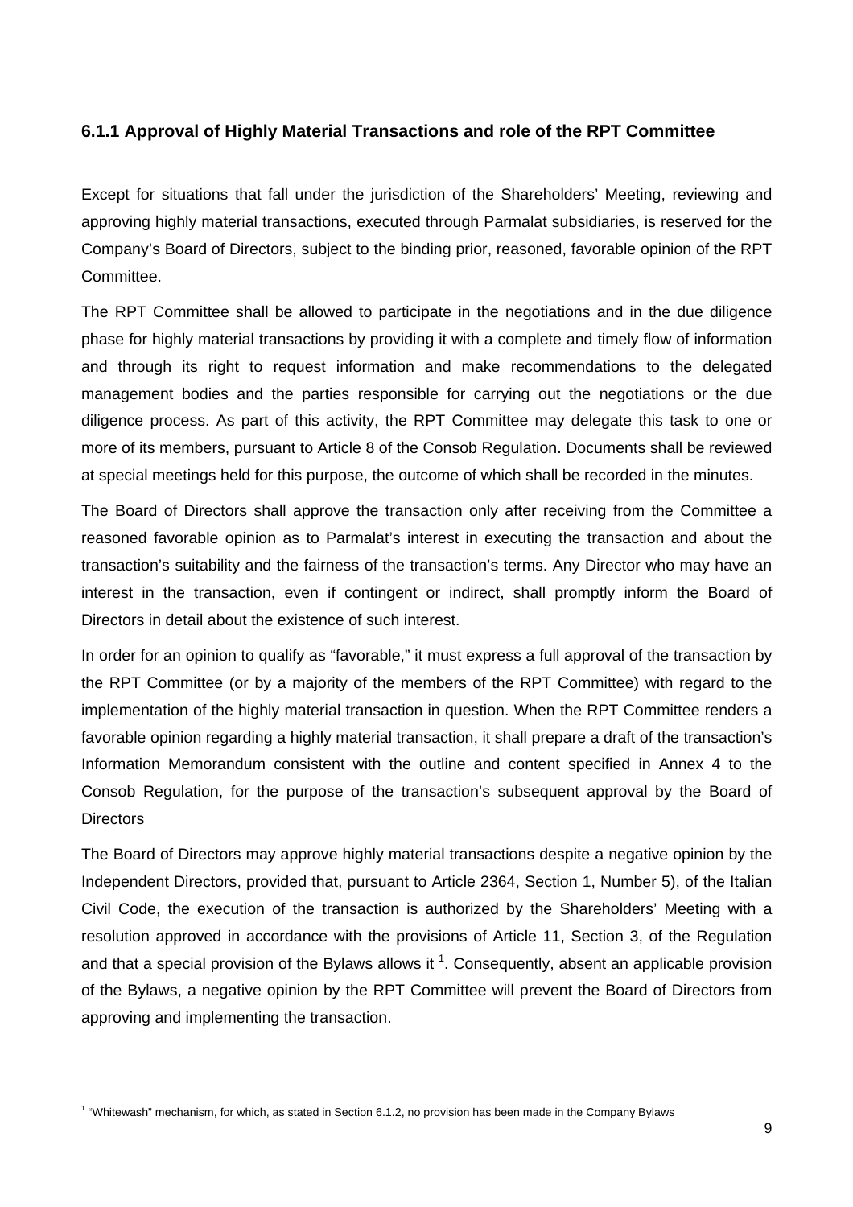### 6.1.1 Approval of Highly Material Transactions and role of the RPT Committee

Except for situations that fall under the jurisdiction of the Shareholders' Meeting, reviewing and approving highly material transactions, executed through Parmalat subsidiaries, is reserved for the Company's Board of Directors, subject to the binding prior, reasoned, favorable opinion of the RPT Committee.

The RPT Committee shall be allowed to participate in the negotiations and in the due diligence phase for highly material transactions by providing it with a complete and timely flow of information and through its right to request information and make recommendations to the delegated management bodies and the parties responsible for carrying out the negotiations or the due diligence process. As part of this activity, the RPT Committee may delegate this task to one or more of its members, pursuant to Article 8 of the Consob Regulation. Documents shall be reviewed at special meetings held for this purpose, the outcome of which shall be recorded in the minutes.

The Board of Directors shall approve the transaction only after receiving from the Committee a reasoned favorable opinion as to Parmalat's interest in executing the transaction and about the transaction's suitability and the fairness of the transaction's terms. Any Director who may have an interest in the transaction, even if contingent or indirect, shall promptly inform the Board of Directors in detail about the existence of such interest.

In order for an opinion to qualify as "favorable," it must express a full approval of the transaction by the RPT Committee (or by a majority of the members of the RPT Committee) with regard to the implementation of the highly material transaction in question. When the RPT Committee renders a favorable opinion regarding a highly material transaction, it shall prepare a draft of the transaction's Information Memorandum consistent with the outline and content specified in Annex 4 to the Consob Regulation, for the purpose of the transaction's subsequent approval by the Board of Directors

The Board of Directors may approve highly material transactions despite a negative opinion by the Independent Directors, provided that, pursuant to Article 2364, Section 1, Number 5), of the Italian Civil Code, the execution of the transaction is authorized by the Shareholders' Meeting with a resolution approved in accordance with the provisions of Article 11, Section 3, of the Regulation and that a special provision of the Bylaws allows it [1]. Consequently, absent an applicable provision of the Bylaws, a negative opinion by the RPT Committee will prevent the Board of Directors from approving and implementing the transaction.

[1] "Whitewash" mechanism, for which, as stated in Section 6.1.2, no provision has been made in the Company Bylaws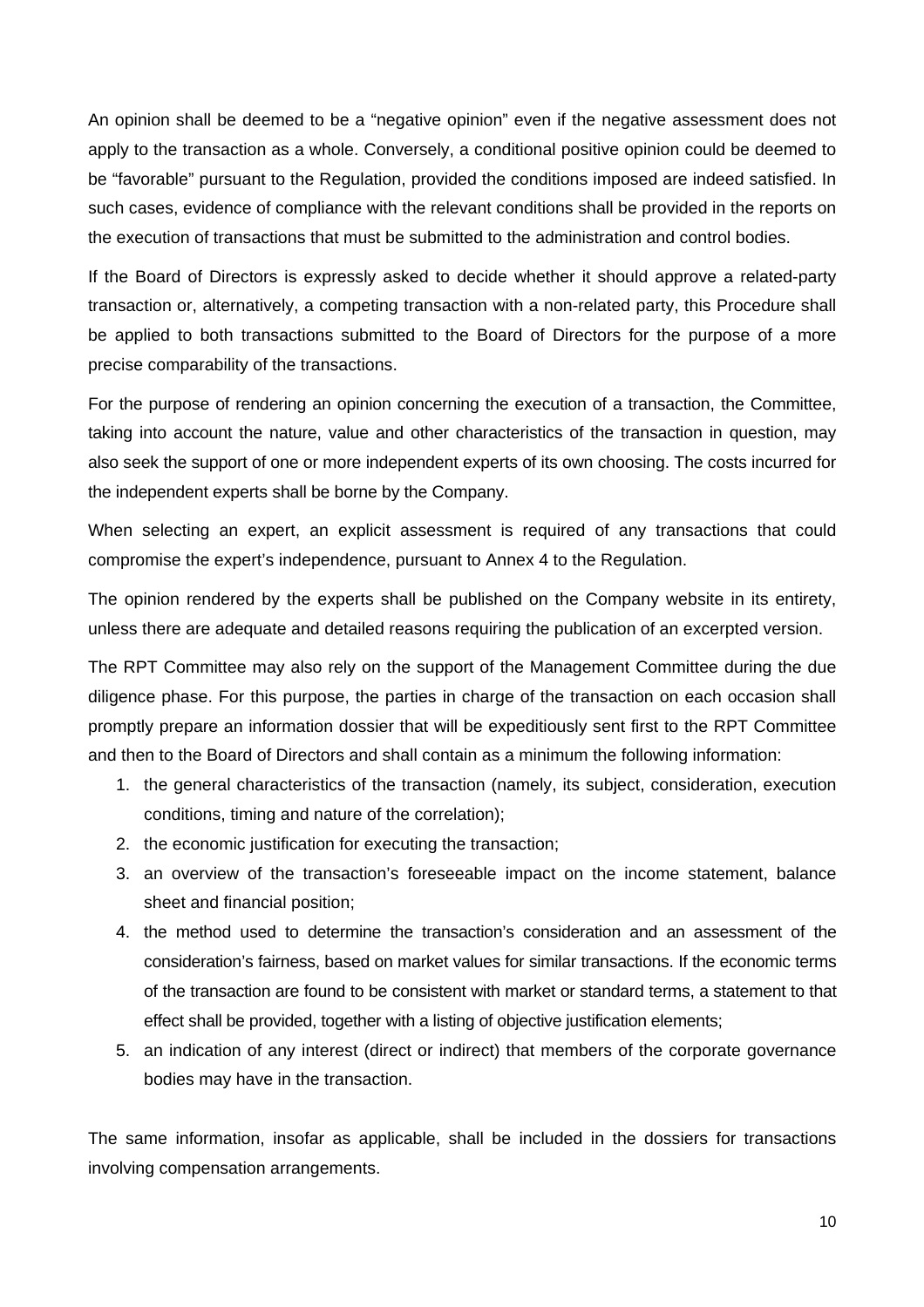An opinion shall be deemed to be a "negative opinion" even if the negative assessment does not apply to the transaction as a whole. Conversely, a conditional positive opinion could be deemed to be "favorable" pursuant to the Regulation, provided the conditions imposed are indeed satisfied. In such cases, evidence of compliance with the relevant conditions shall be provided in the reports on the execution of transactions that must be submitted to the administration and control bodies.

If the Board of Directors is expressly asked to decide whether it should approve a related-party transaction or, alternatively, a competing transaction with a non-related party, this Procedure shall be applied to both transactions submitted to the Board of Directors for the purpose of a more precise comparability of the transactions.

For the purpose of rendering an opinion concerning the execution of a transaction, the Committee, taking into account the nature, value and other characteristics of the transaction in question, may also seek the support of one or more independent experts of its own choosing. The costs incurred for the independent experts shall be borne by the Company.

When selecting an expert, an explicit assessment is required of any transactions that could compromise the expert's independence, pursuant to Annex 4 to the Regulation.

The opinion rendered by the experts shall be published on the Company website in its entirety, unless there are adequate and detailed reasons requiring the publication of an excerpted version.

The RPT Committee may also rely on the support of the Management Committee during the due diligence phase. For this purpose, the parties in charge of the transaction on each occasion shall promptly prepare an information dossier that will be expeditiously sent first to the RPT Committee and then to the Board of Directors and shall contain as a minimum the following information:

1. the general characteristics of the transaction (namely, its subject, consideration, execution conditions, timing and nature of the correlation);
2. the economic justification for executing the transaction;
3. an overview of the transaction's foreseeable impact on the income statement, balance sheet and financial position;
4. the method used to determine the transaction's consideration and an assessment of the consideration's fairness, based on market values for similar transactions. If the economic terms of the transaction are found to be consistent with market or standard terms, a statement to that effect shall be provided, together with a listing of objective justification elements;
5. an indication of any interest (direct or indirect) that members of the corporate governance bodies may have in the transaction.

The same information, insofar as applicable, shall be included in the dossiers for transactions involving compensation arrangements.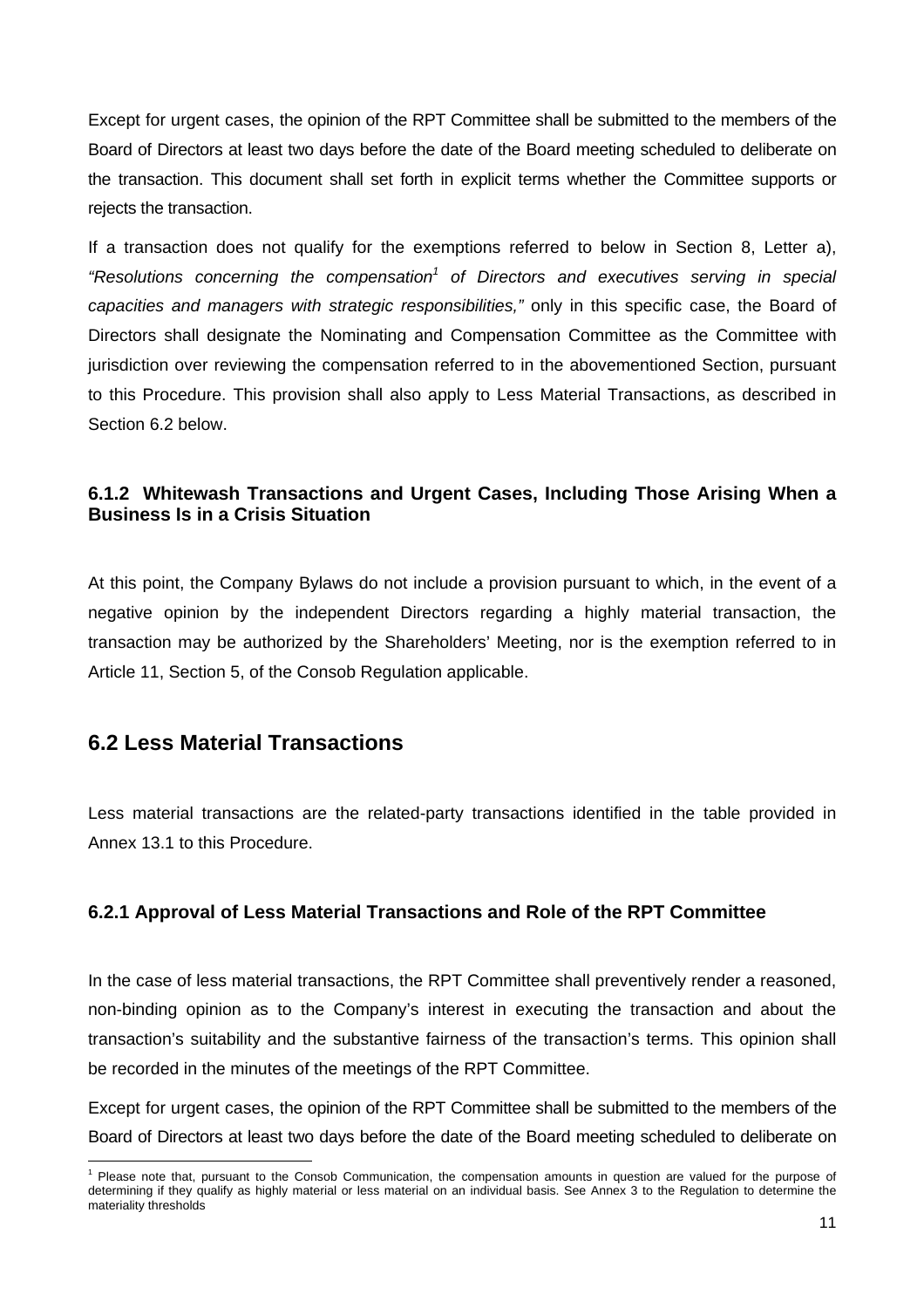Except for urgent cases, the opinion of the RPT Committee shall be submitted to the members of the Board of Directors at least two days before the date of the Board meeting scheduled to deliberate on the transaction. This document shall set forth in explicit terms whether the Committee supports or rejects the transaction.

If a transaction does not qualify for the exemptions referred to below in Section 8, Letter a), *"Resolutions concerning the compensation*[1] *of Directors and executives serving in special capacities and managers with strategic responsibilities,"* only in this specific case, the Board of Directors shall designate the Nominating and Compensation Committee as the Committee with jurisdiction over reviewing the compensation referred to in the abovementioned Section, pursuant to this Procedure. This provision shall also apply to Less Material Transactions, as described in Section 6.2 below.

### 6.1.2 Whitewash Transactions and Urgent Cases, Including Those Arising When a Business Is in a Crisis Situation

At this point, the Company Bylaws do not include a provision pursuant to which, in the event of a negative opinion by the independent Directors regarding a highly material transaction, the transaction may be authorized by the Shareholders' Meeting, nor is the exemption referred to in Article 11, Section 5, of the Consob Regulation applicable.

## 6.2 Less Material Transactions

Less material transactions are the related-party transactions identified in the table provided in Annex 13.1 to this Procedure.

### 6.2.1 Approval of Less Material Transactions and Role of the RPT Committee

In the case of less material transactions, the RPT Committee shall preventively render a reasoned, non-binding opinion as to the Company's interest in executing the transaction and about the transaction's suitability and the substantive fairness of the transaction's terms. This opinion shall be recorded in the minutes of the meetings of the RPT Committee.

Except for urgent cases, the opinion of the RPT Committee shall be submitted to the members of the Board of Directors at least two days before the date of the Board meeting scheduled to deliberate on

---

[1] Please note that, pursuant to the Consob Communication, the compensation amounts in question are valued for the purpose of determining if they qualify as highly material or less material on an individual basis. See Annex 3 to the Regulation to determine the materiality thresholds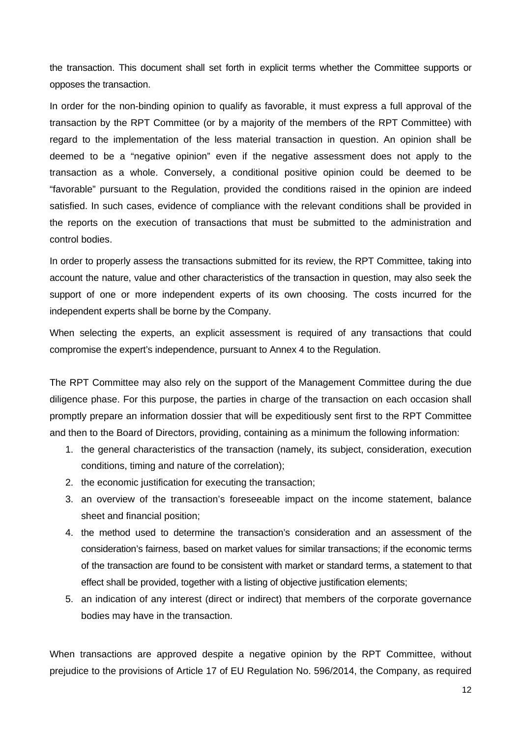the transaction. This document shall set forth in explicit terms whether the Committee supports or opposes the transaction.

In order for the non-binding opinion to qualify as favorable, it must express a full approval of the transaction by the RPT Committee (or by a majority of the members of the RPT Committee) with regard to the implementation of the less material transaction in question. An opinion shall be deemed to be a "negative opinion" even if the negative assessment does not apply to the transaction as a whole. Conversely, a conditional positive opinion could be deemed to be "favorable" pursuant to the Regulation, provided the conditions raised in the opinion are indeed satisfied. In such cases, evidence of compliance with the relevant conditions shall be provided in the reports on the execution of transactions that must be submitted to the administration and control bodies.

In order to properly assess the transactions submitted for its review, the RPT Committee, taking into account the nature, value and other characteristics of the transaction in question, may also seek the support of one or more independent experts of its own choosing. The costs incurred for the independent experts shall be borne by the Company.

When selecting the experts, an explicit assessment is required of any transactions that could compromise the expert's independence, pursuant to Annex 4 to the Regulation.

The RPT Committee may also rely on the support of the Management Committee during the due diligence phase. For this purpose, the parties in charge of the transaction on each occasion shall promptly prepare an information dossier that will be expeditiously sent first to the RPT Committee and then to the Board of Directors, providing, containing as a minimum the following information:

1. the general characteristics of the transaction (namely, its subject, consideration, execution conditions, timing and nature of the correlation);
2. the economic justification for executing the transaction;
3. an overview of the transaction's foreseeable impact on the income statement, balance sheet and financial position;
4. the method used to determine the transaction's consideration and an assessment of the consideration's fairness, based on market values for similar transactions; if the economic terms of the transaction are found to be consistent with market or standard terms, a statement to that effect shall be provided, together with a listing of objective justification elements;
5. an indication of any interest (direct or indirect) that members of the corporate governance bodies may have in the transaction.

When transactions are approved despite a negative opinion by the RPT Committee, without prejudice to the provisions of Article 17 of EU Regulation No. 596/2014, the Company, as required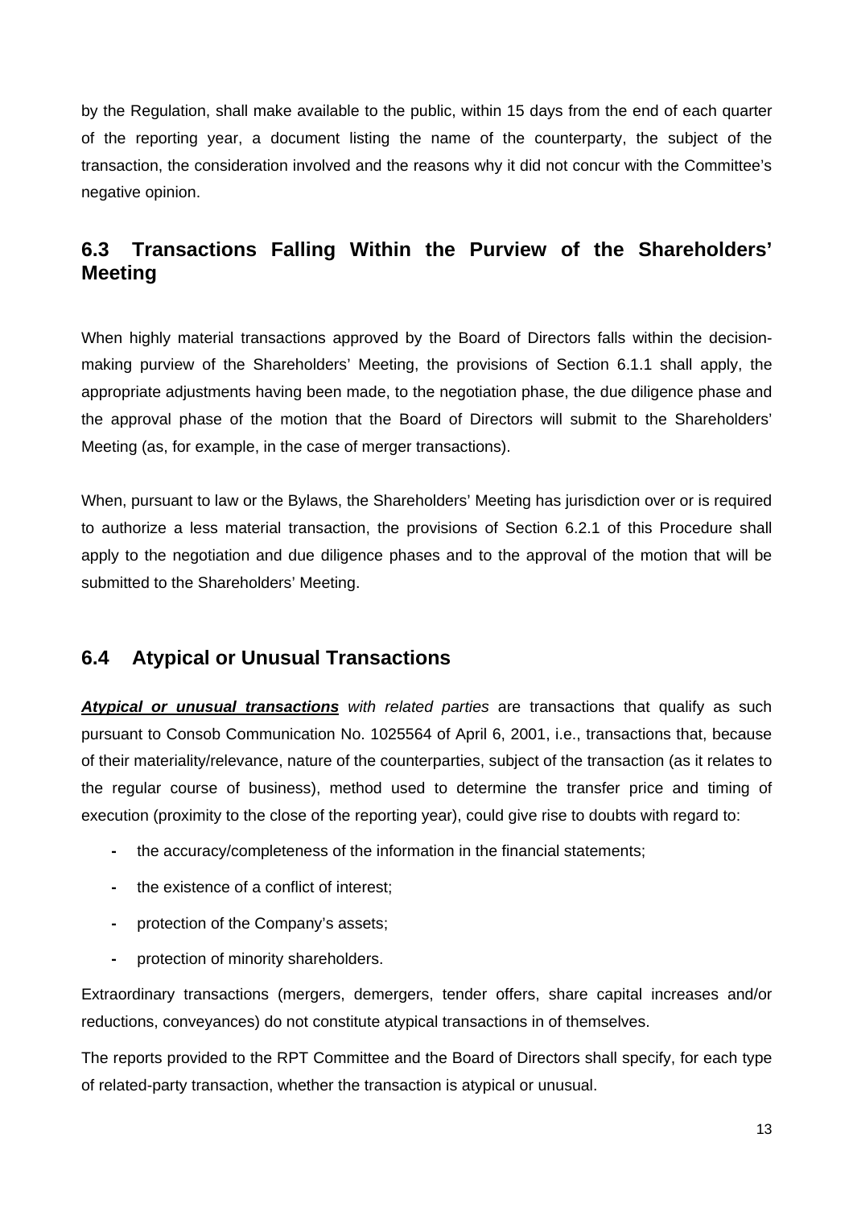by the Regulation, shall make available to the public, within 15 days from the end of each quarter of the reporting year, a document listing the name of the counterparty, the subject of the transaction, the consideration involved and the reasons why it did not concur with the Committee's negative opinion.

## 6.3 Transactions Falling Within the Purview of the Shareholders' Meeting

When highly material transactions approved by the Board of Directors falls within the decision-making purview of the Shareholders' Meeting, the provisions of Section 6.1.1 shall apply, the appropriate adjustments having been made, to the negotiation phase, the due diligence phase and the approval phase of the motion that the Board of Directors will submit to the Shareholders' Meeting (as, for example, in the case of merger transactions).

When, pursuant to law or the Bylaws, the Shareholders' Meeting has jurisdiction over or is required to authorize a less material transaction, the provisions of Section 6.2.1 of this Procedure shall apply to the negotiation and due diligence phases and to the approval of the motion that will be submitted to the Shareholders' Meeting.

## 6.4 Atypical or Unusual Transactions

***Atypical or unusual transactions*** *with related parties* are transactions that qualify as such pursuant to Consob Communication No. 1025564 of April 6, 2001, i.e., transactions that, because of their materiality/relevance, nature of the counterparties, subject of the transaction (as it relates to the regular course of business), method used to determine the transfer price and timing of execution (proximity to the close of the reporting year), could give rise to doubts with regard to:

- the accuracy/completeness of the information in the financial statements;
- the existence of a conflict of interest;
- protection of the Company's assets;
- protection of minority shareholders.

Extraordinary transactions (mergers, demergers, tender offers, share capital increases and/or reductions, conveyances) do not constitute atypical transactions in of themselves.

The reports provided to the RPT Committee and the Board of Directors shall specify, for each type of related-party transaction, whether the transaction is atypical or unusual.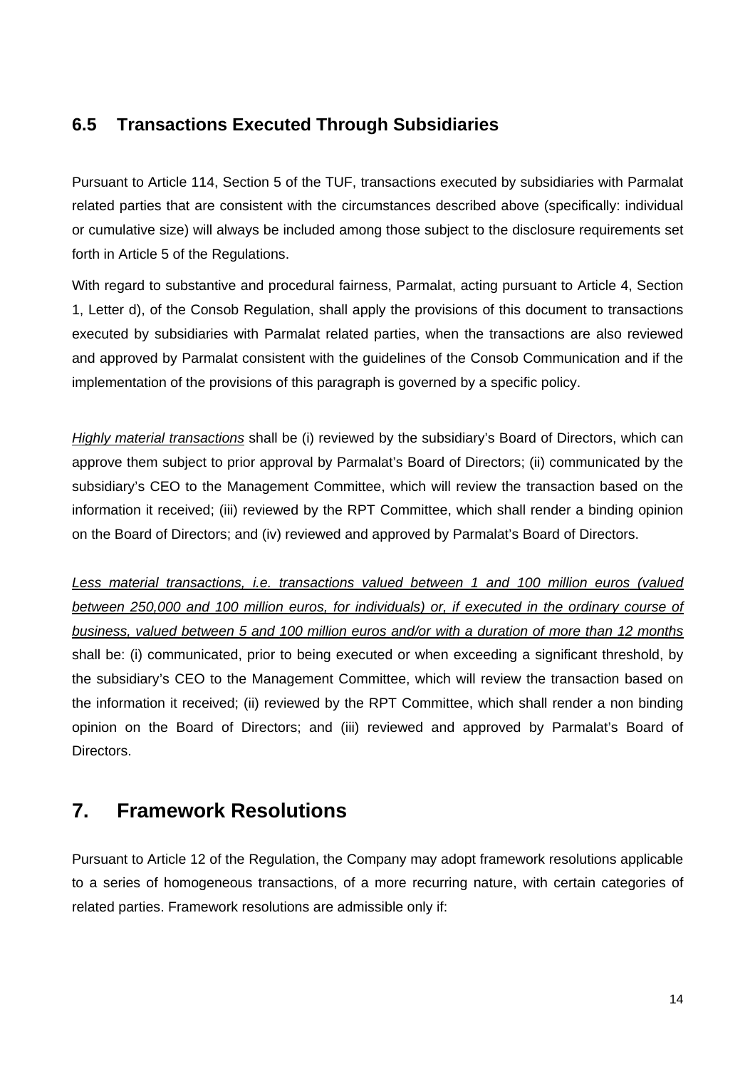### 6.5 Transactions Executed Through Subsidiaries

Pursuant to Article 114, Section 5 of the TUF, transactions executed by subsidiaries with Parmalat related parties that are consistent with the circumstances described above (specifically: individual or cumulative size) will always be included among those subject to the disclosure requirements set forth in Article 5 of the Regulations.

With regard to substantive and procedural fairness, Parmalat, acting pursuant to Article 4, Section 1, Letter d), of the Consob Regulation, shall apply the provisions of this document to transactions executed by subsidiaries with Parmalat related parties, when the transactions are also reviewed and approved by Parmalat consistent with the guidelines of the Consob Communication and if the implementation of the provisions of this paragraph is governed by a specific policy.

*Highly material transactions* shall be (i) reviewed by the subsidiary's Board of Directors, which can approve them subject to prior approval by Parmalat's Board of Directors; (ii) communicated by the subsidiary's CEO to the Management Committee, which will review the transaction based on the information it received; (iii) reviewed by the RPT Committee, which shall render a binding opinion on the Board of Directors; and (iv) reviewed and approved by Parmalat's Board of Directors.

*Less material transactions, i.e. transactions valued between 1 and 100 million euros (valued between 250,000 and 100 million euros, for individuals) or, if executed in the ordinary course of business, valued between 5 and 100 million euros and/or with a duration of more than 12 months* shall be: (i) communicated, prior to being executed or when exceeding a significant threshold, by the subsidiary's CEO to the Management Committee, which will review the transaction based on the information it received; (ii) reviewed by the RPT Committee, which shall render a non binding opinion on the Board of Directors; and (iii) reviewed and approved by Parmalat's Board of Directors.

## 7. Framework Resolutions

Pursuant to Article 12 of the Regulation, the Company may adopt framework resolutions applicable to a series of homogeneous transactions, of a more recurring nature, with certain categories of related parties. Framework resolutions are admissible only if: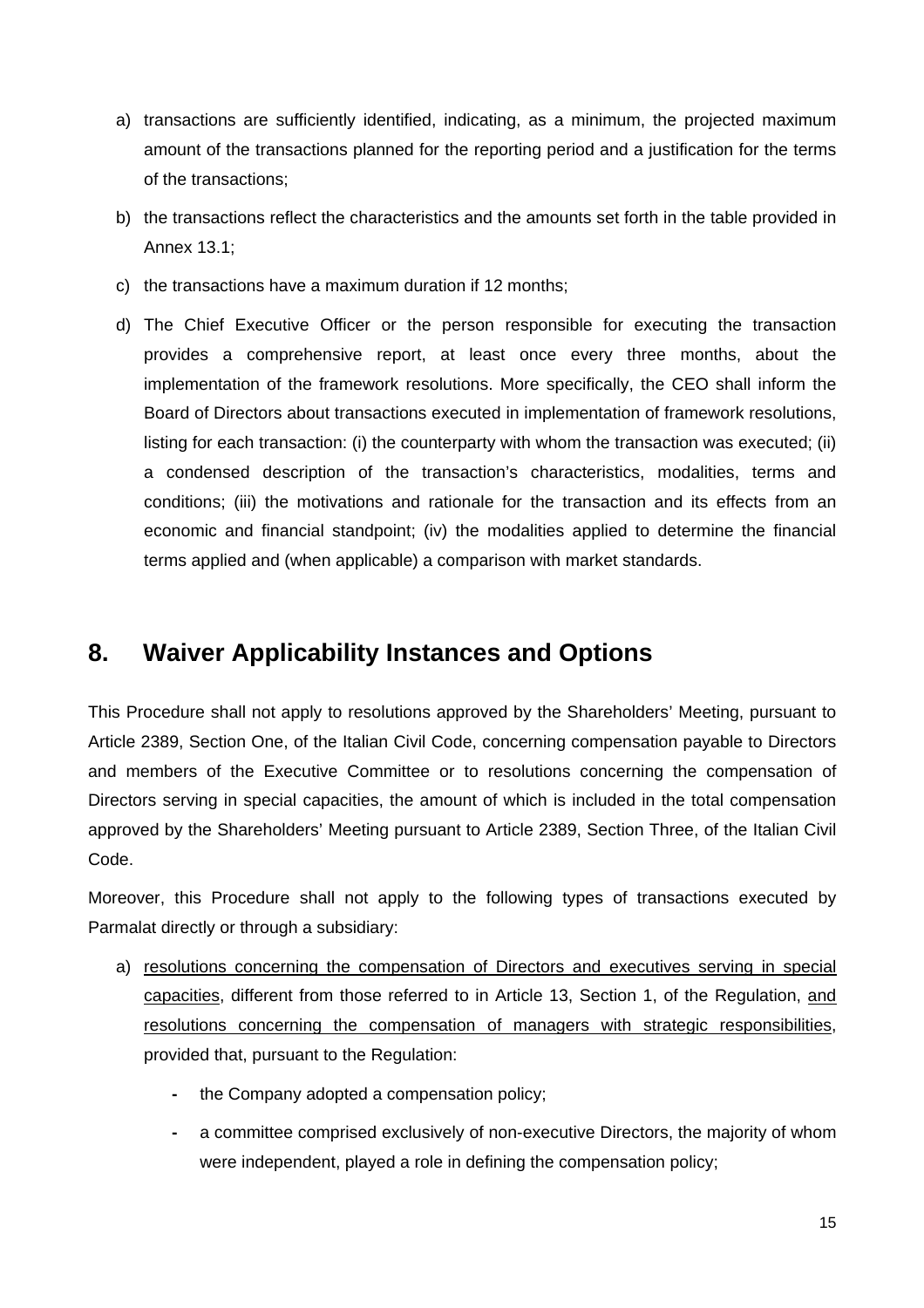a) transactions are sufficiently identified, indicating, as a minimum, the projected maximum amount of the transactions planned for the reporting period and a justification for the terms of the transactions;

b) the transactions reflect the characteristics and the amounts set forth in the table provided in Annex 13.1;

c) the transactions have a maximum duration if 12 months;

d) The Chief Executive Officer or the person responsible for executing the transaction provides a comprehensive report, at least once every three months, about the implementation of the framework resolutions. More specifically, the CEO shall inform the Board of Directors about transactions executed in implementation of framework resolutions, listing for each transaction: (i) the counterparty with whom the transaction was executed; (ii) a condensed description of the transaction's characteristics, modalities, terms and conditions; (iii) the motivations and rationale for the transaction and its effects from an economic and financial standpoint; (iv) the modalities applied to determine the financial terms applied and (when applicable) a comparison with market standards.

## 8. Waiver Applicability Instances and Options

This Procedure shall not apply to resolutions approved by the Shareholders' Meeting, pursuant to Article 2389, Section One, of the Italian Civil Code, concerning compensation payable to Directors and members of the Executive Committee or to resolutions concerning the compensation of Directors serving in special capacities, the amount of which is included in the total compensation approved by the Shareholders' Meeting pursuant to Article 2389, Section Three, of the Italian Civil Code.

Moreover, this Procedure shall not apply to the following types of transactions executed by Parmalat directly or through a subsidiary:

a) <u>resolutions concerning the compensation of Directors and executives serving in special capacities</u>, different from those referred to in Article 13, Section 1, of the Regulation, <u>and resolutions concerning the compensation of managers with strategic responsibilities</u>, provided that, pursuant to the Regulation:

   - the Company adopted a compensation policy;
   - a committee comprised exclusively of non-executive Directors, the majority of whom were independent, played a role in defining the compensation policy;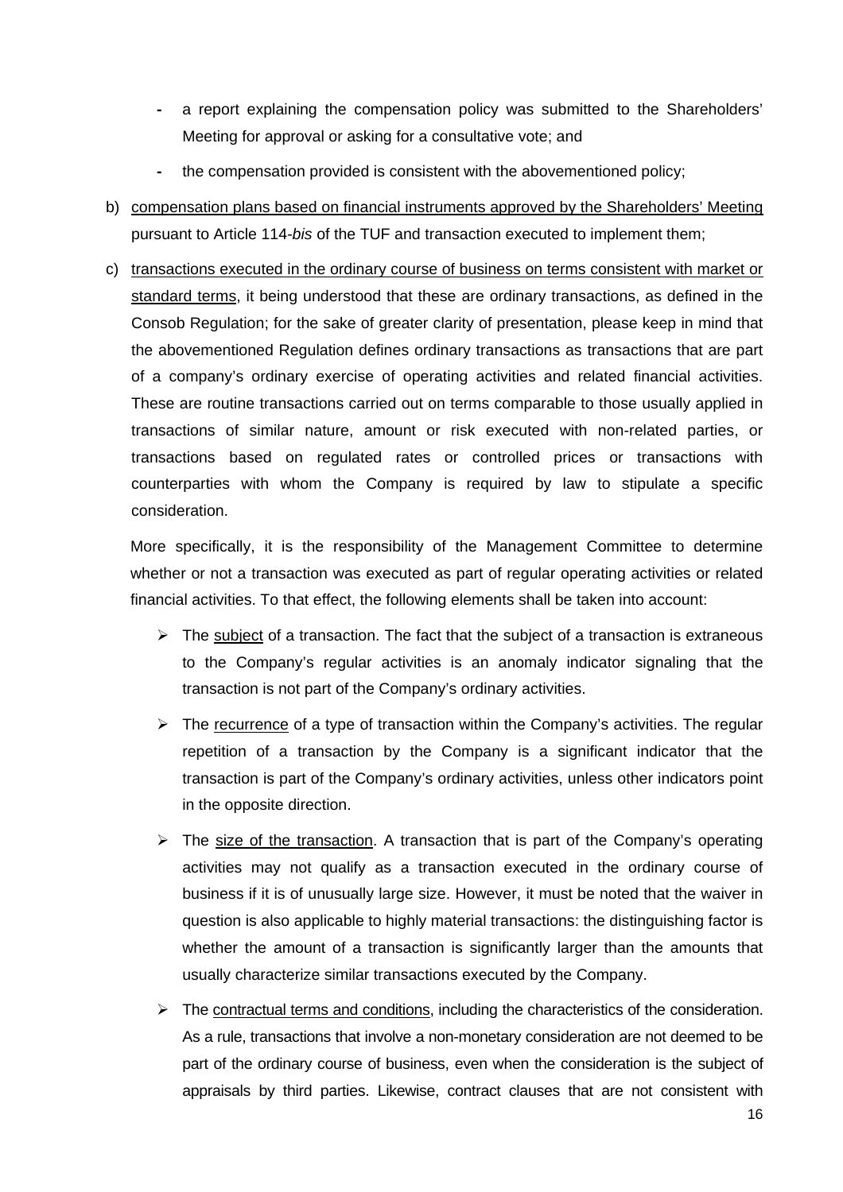- a report explaining the compensation policy was submitted to the Shareholders' Meeting for approval or asking for a consultative vote; and
- the compensation provided is consistent with the abovementioned policy;

b) <u>compensation plans based on financial instruments approved by the Shareholders' Meeting</u> pursuant to Article 114-*bis* of the TUF and transaction executed to implement them;

c) <u>transactions executed in the ordinary course of business on terms consistent with market or standard terms</u>, it being understood that these are ordinary transactions, as defined in the Consob Regulation; for the sake of greater clarity of presentation, please keep in mind that the abovementioned Regulation defines ordinary transactions as transactions that are part of a company's ordinary exercise of operating activities and related financial activities. These are routine transactions carried out on terms comparable to those usually applied in transactions of similar nature, amount or risk executed with non-related parties, or transactions based on regulated rates or controlled prices or transactions with counterparties with whom the Company is required by law to stipulate a specific consideration.

   More specifically, it is the responsibility of the Management Committee to determine whether or not a transaction was executed as part of regular operating activities or related financial activities. To that effect, the following elements shall be taken into account:

   - The <u>subject</u> of a transaction. The fact that the subject of a transaction is extraneous to the Company's regular activities is an anomaly indicator signaling that the transaction is not part of the Company's ordinary activities.
   - The <u>recurrence</u> of a type of transaction within the Company's activities. The regular repetition of a transaction by the Company is a significant indicator that the transaction is part of the Company's ordinary activities, unless other indicators point in the opposite direction.
   - The <u>size of the transaction</u>. A transaction that is part of the Company's operating activities may not qualify as a transaction executed in the ordinary course of business if it is of unusually large size. However, it must be noted that the waiver in question is also applicable to highly material transactions: the distinguishing factor is whether the amount of a transaction is significantly larger than the amounts that usually characterize similar transactions executed by the Company.
   - The <u>contractual terms and conditions</u>, including the characteristics of the consideration. As a rule, transactions that involve a non-monetary consideration are not deemed to be part of the ordinary course of business, even when the consideration is the subject of appraisals by third parties. Likewise, contract clauses that are not consistent with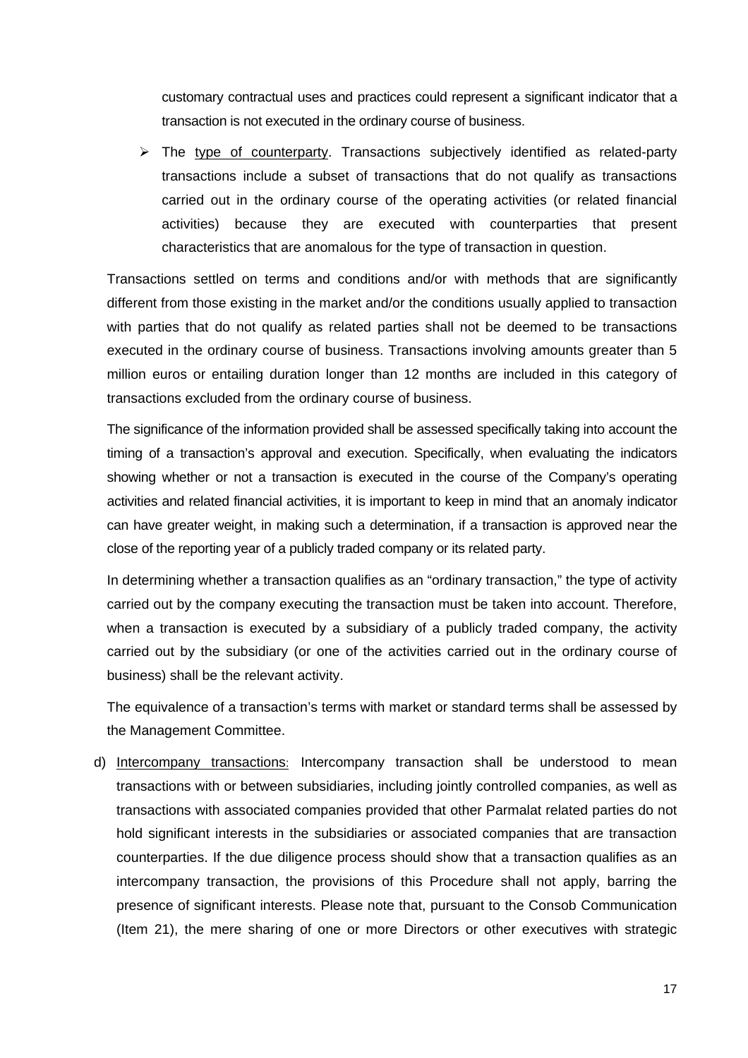customary contractual uses and practices could represent a significant indicator that a transaction is not executed in the ordinary course of business.

- The type of counterparty. Transactions subjectively identified as related-party transactions include a subset of transactions that do not qualify as transactions carried out in the ordinary course of the operating activities (or related financial activities) because they are executed with counterparties that present characteristics that are anomalous for the type of transaction in question.

Transactions settled on terms and conditions and/or with methods that are significantly different from those existing in the market and/or the conditions usually applied to transaction with parties that do not qualify as related parties shall not be deemed to be transactions executed in the ordinary course of business. Transactions involving amounts greater than 5 million euros or entailing duration longer than 12 months are included in this category of transactions excluded from the ordinary course of business.

The significance of the information provided shall be assessed specifically taking into account the timing of a transaction's approval and execution. Specifically, when evaluating the indicators showing whether or not a transaction is executed in the course of the Company's operating activities and related financial activities, it is important to keep in mind that an anomaly indicator can have greater weight, in making such a determination, if a transaction is approved near the close of the reporting year of a publicly traded company or its related party.

In determining whether a transaction qualifies as an "ordinary transaction," the type of activity carried out by the company executing the transaction must be taken into account. Therefore, when a transaction is executed by a subsidiary of a publicly traded company, the activity carried out by the subsidiary (or one of the activities carried out in the ordinary course of business) shall be the relevant activity.

The equivalence of a transaction's terms with market or standard terms shall be assessed by the Management Committee.

d) Intercompany transactions: Intercompany transaction shall be understood to mean transactions with or between subsidiaries, including jointly controlled companies, as well as transactions with associated companies provided that other Parmalat related parties do not hold significant interests in the subsidiaries or associated companies that are transaction counterparties. If the due diligence process should show that a transaction qualifies as an intercompany transaction, the provisions of this Procedure shall not apply, barring the presence of significant interests. Please note that, pursuant to the Consob Communication (Item 21), the mere sharing of one or more Directors or other executives with strategic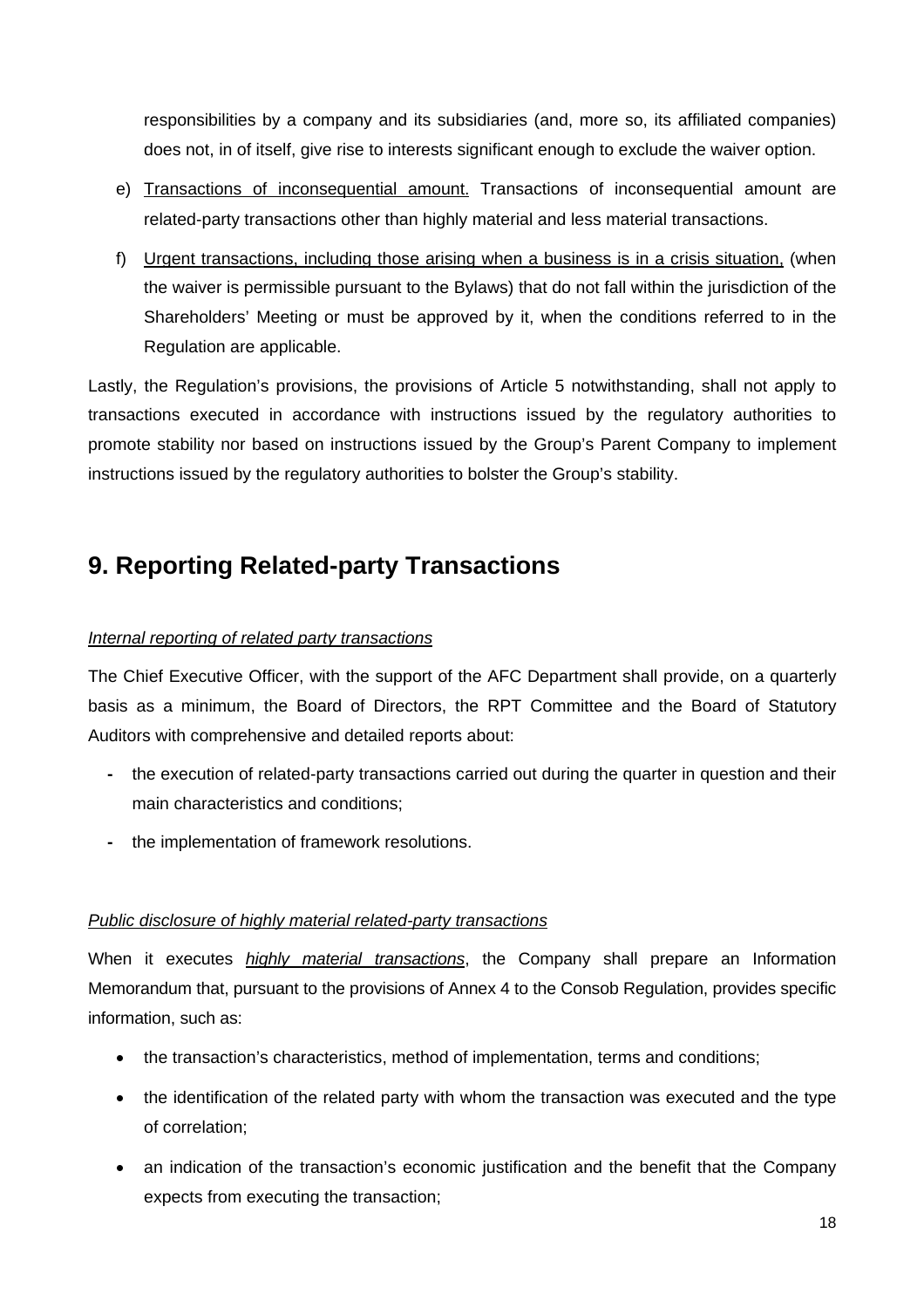responsibilities by a company and its subsidiaries (and, more so, its affiliated companies) does not, in of itself, give rise to interests significant enough to exclude the waiver option.

e) Transactions of inconsequential amount. Transactions of inconsequential amount are related-party transactions other than highly material and less material transactions.

f) Urgent transactions, including those arising when a business is in a crisis situation, (when the waiver is permissible pursuant to the Bylaws) that do not fall within the jurisdiction of the Shareholders' Meeting or must be approved by it, when the conditions referred to in the Regulation are applicable.

Lastly, the Regulation's provisions, the provisions of Article 5 notwithstanding, shall not apply to transactions executed in accordance with instructions issued by the regulatory authorities to promote stability nor based on instructions issued by the Group's Parent Company to implement instructions issued by the regulatory authorities to bolster the Group's stability.

# 9. Reporting Related-party Transactions

*Internal reporting of related party transactions*

The Chief Executive Officer, with the support of the AFC Department shall provide, on a quarterly basis as a minimum, the Board of Directors, the RPT Committee and the Board of Statutory Auditors with comprehensive and detailed reports about:

- the execution of related-party transactions carried out during the quarter in question and their main characteristics and conditions;
- the implementation of framework resolutions.

*Public disclosure of highly material related-party transactions*

When it executes ***highly material transactions***, the Company shall prepare an Information Memorandum that, pursuant to the provisions of Annex 4 to the Consob Regulation, provides specific information, such as:

- the transaction's characteristics, method of implementation, terms and conditions;
- the identification of the related party with whom the transaction was executed and the type of correlation;
- an indication of the transaction's economic justification and the benefit that the Company expects from executing the transaction;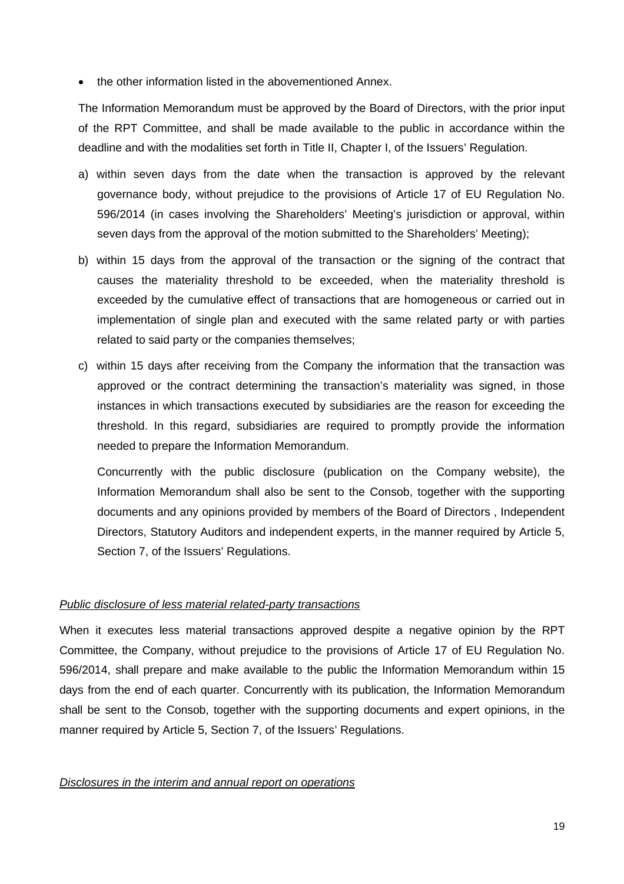- the other information listed in the abovementioned Annex.

The Information Memorandum must be approved by the Board of Directors, with the prior input of the RPT Committee, and shall be made available to the public in accordance within the deadline and with the modalities set forth in Title II, Chapter I, of the Issuers' Regulation.

a) within seven days from the date when the transaction is approved by the relevant governance body, without prejudice to the provisions of Article 17 of EU Regulation No. 596/2014 (in cases involving the Shareholders' Meeting's jurisdiction or approval, within seven days from the approval of the motion submitted to the Shareholders' Meeting);

b) within 15 days from the approval of the transaction or the signing of the contract that causes the materiality threshold to be exceeded, when the materiality threshold is exceeded by the cumulative effect of transactions that are homogeneous or carried out in implementation of single plan and executed with the same related party or with parties related to said party or the companies themselves;

c) within 15 days after receiving from the Company the information that the transaction was approved or the contract determining the transaction's materiality was signed, in those instances in which transactions executed by subsidiaries are the reason for exceeding the threshold. In this regard, subsidiaries are required to promptly provide the information needed to prepare the Information Memorandum.

   Concurrently with the public disclosure (publication on the Company website), the Information Memorandum shall also be sent to the Consob, together with the supporting documents and any opinions provided by members of the Board of Directors , Independent Directors, Statutory Auditors and independent experts, in the manner required by Article 5, Section 7, of the Issuers' Regulations.

*Public disclosure of less material related-party transactions*

When it executes less material transactions approved despite a negative opinion by the RPT Committee, the Company, without prejudice to the provisions of Article 17 of EU Regulation No. 596/2014, shall prepare and make available to the public the Information Memorandum within 15 days from the end of each quarter. Concurrently with its publication, the Information Memorandum shall be sent to the Consob, together with the supporting documents and expert opinions, in the manner required by Article 5, Section 7, of the Issuers' Regulations.

*Disclosures in the interim and annual report on operations*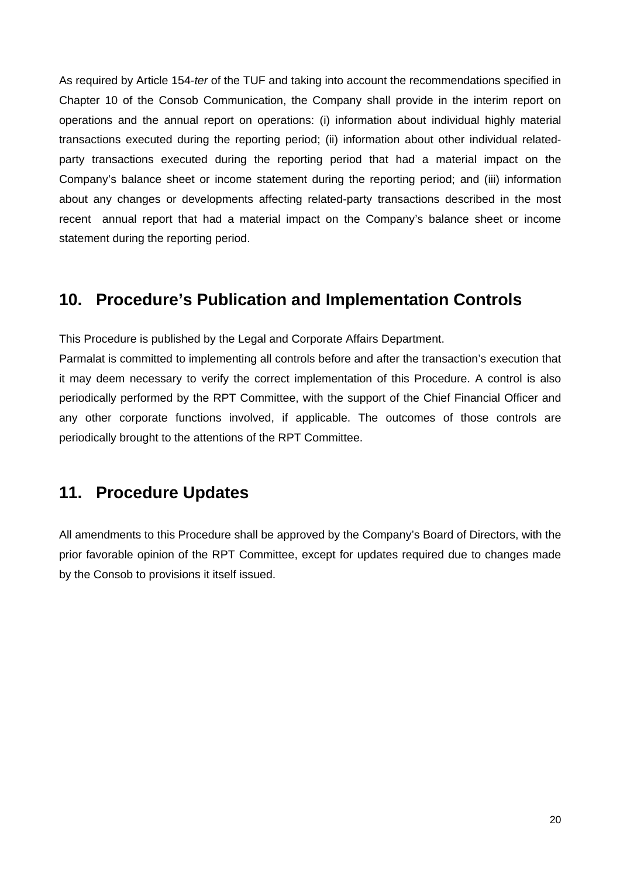As required by Article 154-*ter* of the TUF and taking into account the recommendations specified in Chapter 10 of the Consob Communication, the Company shall provide in the interim report on operations and the annual report on operations: (i) information about individual highly material transactions executed during the reporting period; (ii) information about other individual related-party transactions executed during the reporting period that had a material impact on the Company's balance sheet or income statement during the reporting period; and (iii) information about any changes or developments affecting related-party transactions described in the most recent annual report that had a material impact on the Company's balance sheet or income statement during the reporting period.

## 10. Procedure's Publication and Implementation Controls

This Procedure is published by the Legal and Corporate Affairs Department.

Parmalat is committed to implementing all controls before and after the transaction's execution that it may deem necessary to verify the correct implementation of this Procedure. A control is also periodically performed by the RPT Committee, with the support of the Chief Financial Officer and any other corporate functions involved, if applicable. The outcomes of those controls are periodically brought to the attentions of the RPT Committee.

## 11. Procedure Updates

All amendments to this Procedure shall be approved by the Company's Board of Directors, with the prior favorable opinion of the RPT Committee, except for updates required due to changes made by the Consob to provisions it itself issued.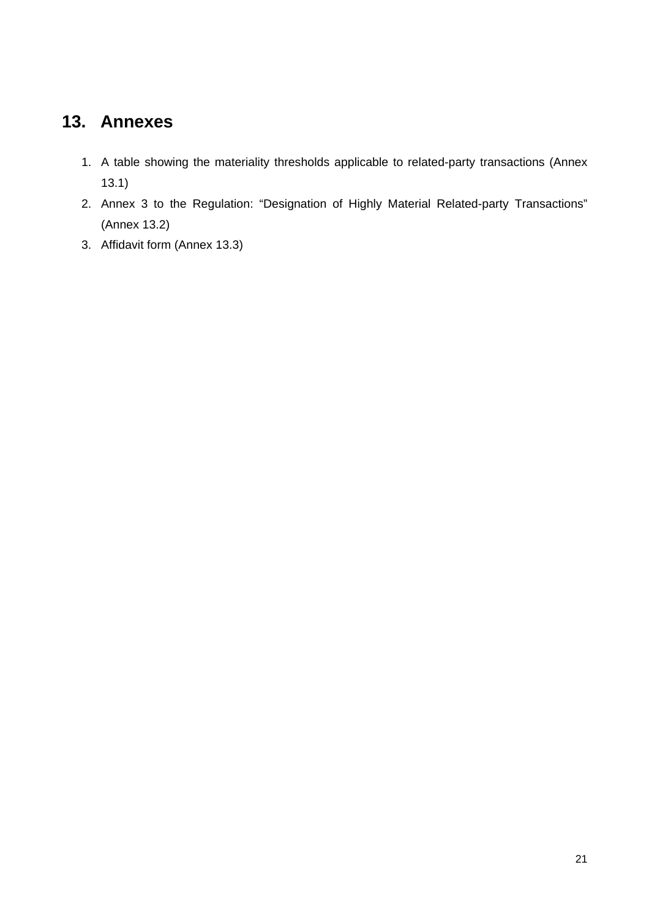## 13. Annexes

1. A table showing the materiality thresholds applicable to related-party transactions (Annex 13.1)
2. Annex 3 to the Regulation: "Designation of Highly Material Related-party Transactions" (Annex 13.2)
3. Affidavit form (Annex 13.3)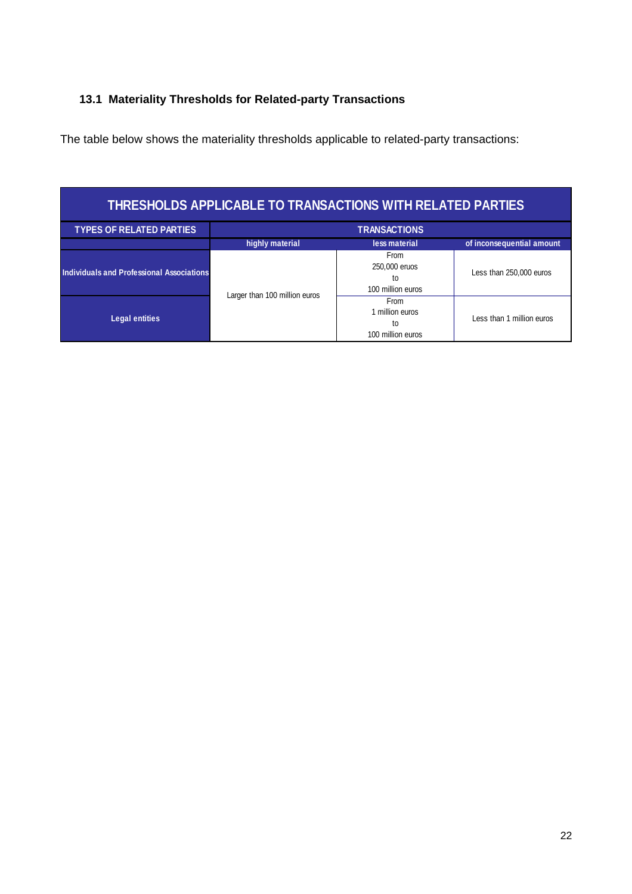### 13.1 Materiality Thresholds for Related-party Transactions

The table below shows the materiality thresholds applicable to related-party transactions:

| THRESHOLDS APPLICABLE TO TRANSACTIONS WITH RELATED PARTIES | | | |
|---|---|---|---|
| **TYPES OF RELATED PARTIES** | **TRANSACTIONS** | | |
| | **highly material** | **less material** | **of inconsequential amount** |
| **Individuals and Professional Associations** | Larger than 100 million euros | From 250,000 eruos to 100 million euros | Less than 250,000 euros |
| **Legal entities** | Larger than 100 million euros | From 1 million euros to 100 million euros | Less than 1 million euros |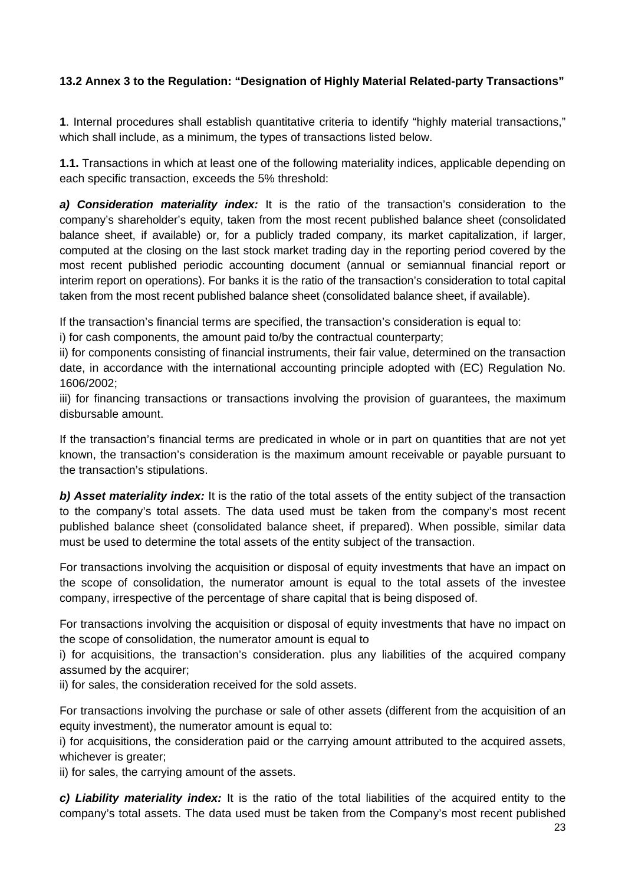### 13.2 Annex 3 to the Regulation: "Designation of Highly Material Related-party Transactions"

**1**. Internal procedures shall establish quantitative criteria to identify "highly material transactions," which shall include, as a minimum, the types of transactions listed below.

**1.1.** Transactions in which at least one of the following materiality indices, applicable depending on each specific transaction, exceeds the 5% threshold:

***a) Consideration materiality index:*** It is the ratio of the transaction's consideration to the company's shareholder's equity, taken from the most recent published balance sheet (consolidated balance sheet, if available) or, for a publicly traded company, its market capitalization, if larger, computed at the closing on the last stock market trading day in the reporting period covered by the most recent published periodic accounting document (annual or semiannual financial report or interim report on operations). For banks it is the ratio of the transaction's consideration to total capital taken from the most recent published balance sheet (consolidated balance sheet, if available).

If the transaction's financial terms are specified, the transaction's consideration is equal to:
i) for cash components, the amount paid to/by the contractual counterparty;
ii) for components consisting of financial instruments, their fair value, determined on the transaction date, in accordance with the international accounting principle adopted with (EC) Regulation No. 1606/2002;
iii) for financing transactions or transactions involving the provision of guarantees, the maximum disbursable amount.

If the transaction's financial terms are predicated in whole or in part on quantities that are not yet known, the transaction's consideration is the maximum amount receivable or payable pursuant to the transaction's stipulations.

***b) Asset materiality index:*** It is the ratio of the total assets of the entity subject of the transaction to the company's total assets. The data used must be taken from the company's most recent published balance sheet (consolidated balance sheet, if prepared). When possible, similar data must be used to determine the total assets of the entity subject of the transaction.

For transactions involving the acquisition or disposal of equity investments that have an impact on the scope of consolidation, the numerator amount is equal to the total assets of the investee company, irrespective of the percentage of share capital that is being disposed of.

For transactions involving the acquisition or disposal of equity investments that have no impact on the scope of consolidation, the numerator amount is equal to
i) for acquisitions, the transaction's consideration. plus any liabilities of the acquired company assumed by the acquirer;
ii) for sales, the consideration received for the sold assets.

For transactions involving the purchase or sale of other assets (different from the acquisition of an equity investment), the numerator amount is equal to:
i) for acquisitions, the consideration paid or the carrying amount attributed to the acquired assets, whichever is greater;
ii) for sales, the carrying amount of the assets.

***c) Liability materiality index:*** It is the ratio of the total liabilities of the acquired entity to the company's total assets. The data used must be taken from the Company's most recent published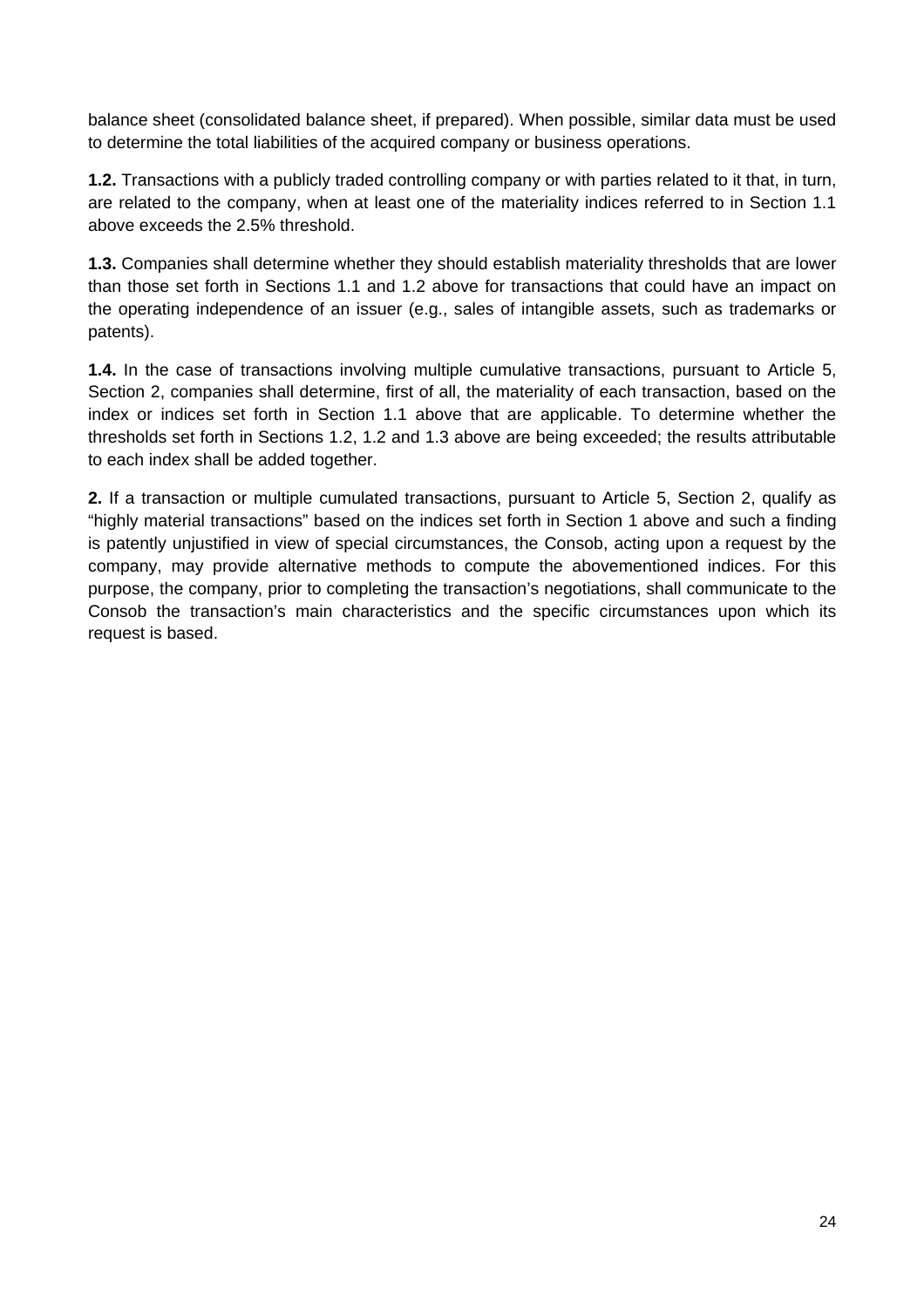balance sheet (consolidated balance sheet, if prepared). When possible, similar data must be used to determine the total liabilities of the acquired company or business operations.

**1.2.** Transactions with a publicly traded controlling company or with parties related to it that, in turn, are related to the company, when at least one of the materiality indices referred to in Section 1.1 above exceeds the 2.5% threshold.

**1.3.** Companies shall determine whether they should establish materiality thresholds that are lower than those set forth in Sections 1.1 and 1.2 above for transactions that could have an impact on the operating independence of an issuer (e.g., sales of intangible assets, such as trademarks or patents).

**1.4.** In the case of transactions involving multiple cumulative transactions, pursuant to Article 5, Section 2, companies shall determine, first of all, the materiality of each transaction, based on the index or indices set forth in Section 1.1 above that are applicable. To determine whether the thresholds set forth in Sections 1.2, 1.2 and 1.3 above are being exceeded; the results attributable to each index shall be added together.

**2.** If a transaction or multiple cumulated transactions, pursuant to Article 5, Section 2, qualify as "highly material transactions" based on the indices set forth in Section 1 above and such a finding is patently unjustified in view of special circumstances, the Consob, acting upon a request by the company, may provide alternative methods to compute the abovementioned indices. For this purpose, the company, prior to completing the transaction's negotiations, shall communicate to the Consob the transaction's main characteristics and the specific circumstances upon which its request is based.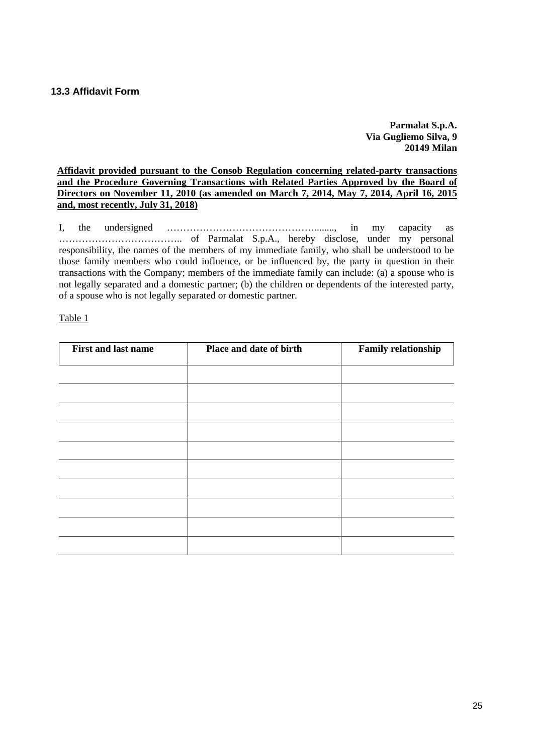### 13.3 Affidavit Form

**Parmalat S.p.A.**
**Via Gugliemo Silva, 9**
**20149 Milan**

**<u>Affidavit provided pursuant to the Consob Regulation concerning related-party transactions and the Procedure Governing Transactions with Related Parties Approved by the Board of Directors on November 11, 2010 (as amended on March 7, 2014, May 7, 2014, April 16, 2015 and, most recently, July 31, 2018)</u>**

I, the undersigned ……………………………………….........., in my capacity as ……………………………….. of Parmalat S.p.A., hereby disclose, under my personal responsibility, the names of the members of my immediate family, who shall be understood to be those family members who could influence, or be influenced by, the party in question in their transactions with the Company; members of the immediate family can include: (a) a spouse who is not legally separated and a domestic partner; (b) the children or dependents of the interested party, of a spouse who is not legally separated or domestic partner.

<u>Table 1</u>

| First and last name | Place and date of birth | Family relationship |
| --- | --- | --- |
| | | |
| | | |
| | | |
| | | |
| | | |
| | | |
| | | |
| | | |
| | | |
| | | |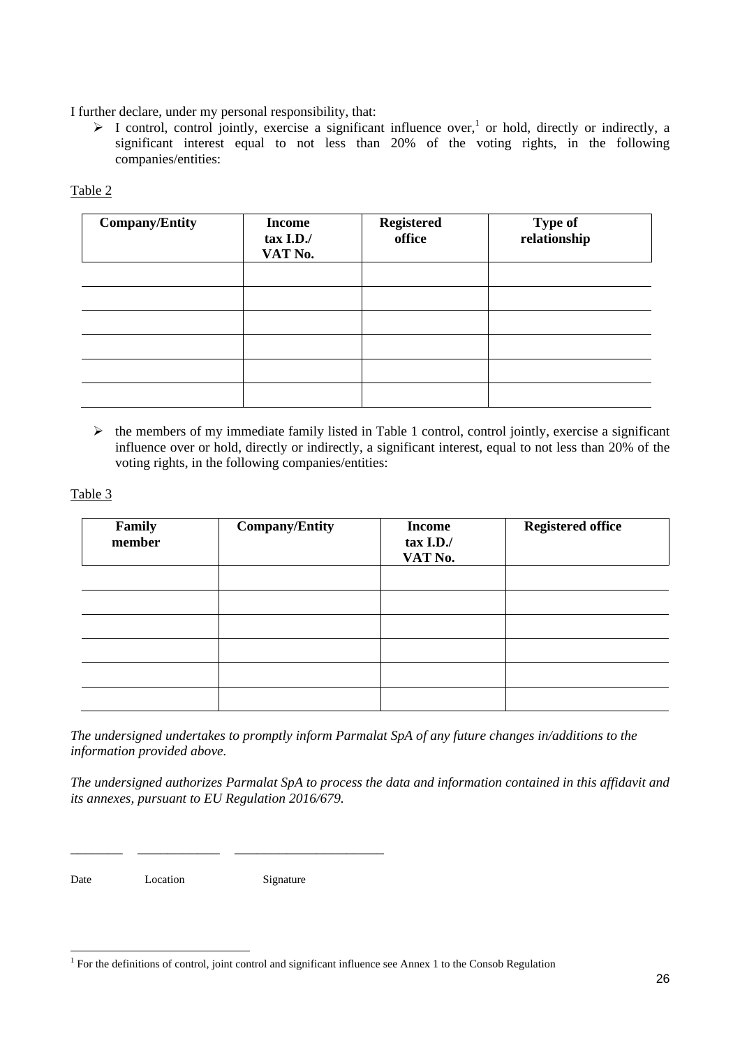I further declare, under my personal responsibility, that:

- I control, control jointly, exercise a significant influence over,[1] or hold, directly or indirectly, a significant interest equal to not less than 20% of the voting rights, in the following companies/entities:

Table 2

| **Company/Entity** | **Income tax I.D./ VAT No.** | **Registered office** | **Type of relationship** |
|---|---|---|---|
| | | | |
| | | | |
| | | | |
| | | | |
| | | | |
| | | | |

- the members of my immediate family listed in Table 1 control, control jointly, exercise a significant influence over or hold, directly or indirectly, a significant interest, equal to not less than 20% of the voting rights, in the following companies/entities:

Table 3

| **Family member** | **Company/Entity** | **Income tax I.D./ VAT No.** | **Registered office** |
|---|---|---|---|
| | | | |
| | | | |
| | | | |
| | | | |
| | | | |
| | | | |

*The undersigned undertakes to promptly inform Parmalat SpA of any future changes in/additions to the information provided above.*

*The undersigned authorizes Parmalat SpA to process the data and information contained in this affidavit and its annexes, pursuant to EU Regulation 2016/679.*

________ ____________ ______________________

Date Location Signature

[1] For the definitions of control, joint control and significant influence see Annex 1 to the Consob Regulation